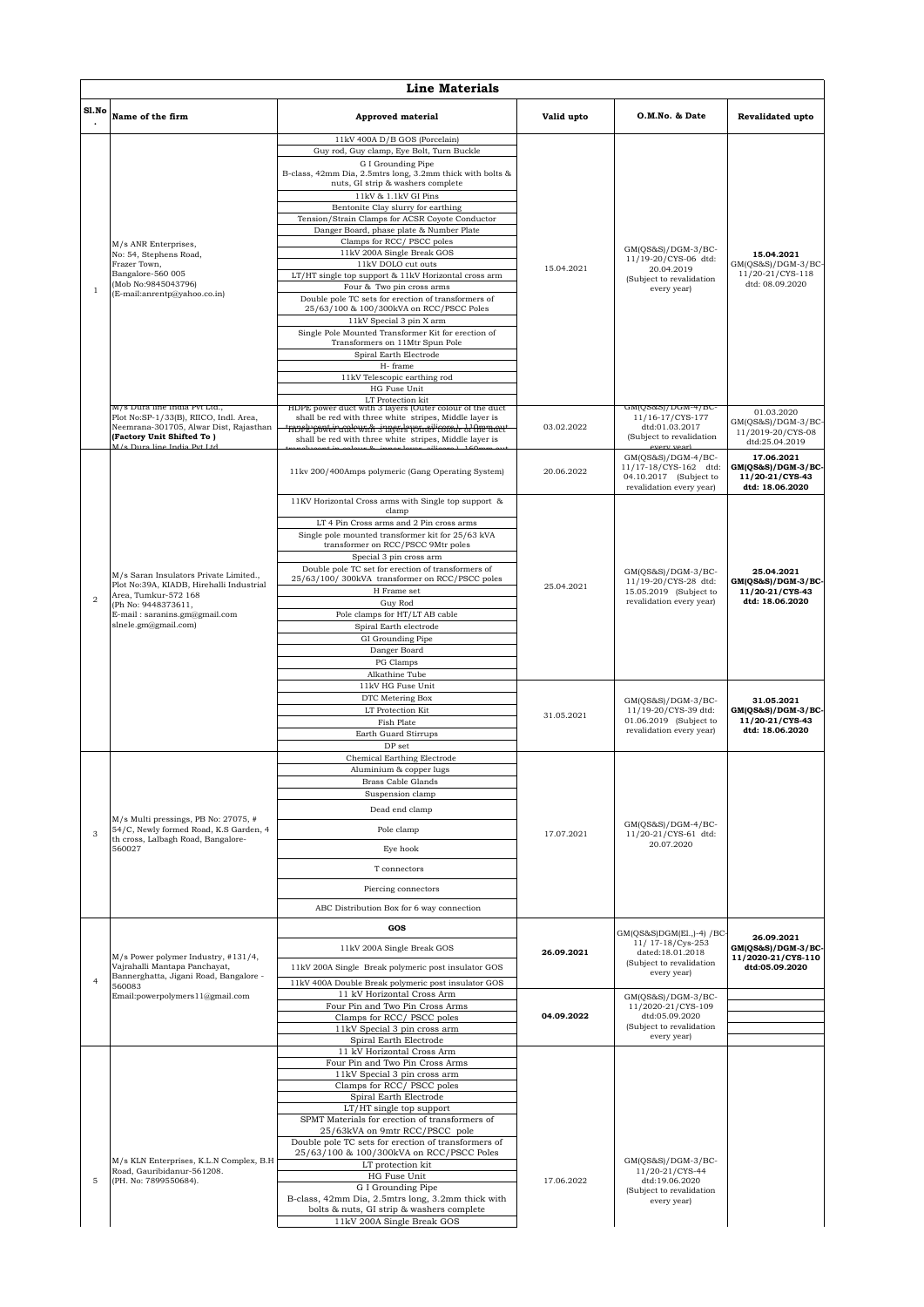## Line Materials

| Sl.No. | Name of the firm | Approved material | Valid upto | O.M.No. & Date | Revalidated upto |
|---|---|---|---|---|---|
| 1 | M/s ANR Enterprises, No: 54, Stephens Road, Frazer Town, Bangalore-560 005 (Mob No:9845043796) (E-mail:anrentp@yahoo.co.in) | 11kV 400A D/B GOS (Porcelain) | 15.04.2021 | GM(QS&S)/DGM-3/BC-11/19-20/CYS-06 dtd: 20.04.2019 (Subject to revalidation every year) | **15.04.2021** GM(QS&S)/DGM-3/BC-11/20-21/CYS-118 dtd: 08.09.2020 |
| | | Guy rod, Guy clamp, Eye Bolt, Turn Buckle | | | |
| | | G I Grounding Pipe B-class, 42mm Dia, 2.5mtrs long, 3.2mm thick with bolts & nuts, GI strip & washers complete | | | |
| | | 11kV & 1.1kV GI Pins | | | |
| | | Bentonite Clay slurry for earthing | | | |
| | | Tension/Strain Clamps for ACSR Coyote Conductor | | | |
| | | Danger Board, phase plate & Number Plate | | | |
| | | Clamps for RCC/ PSCC poles | | | |
| | | 11kV 200A Single Break GOS | | | |
| | | 11kV DOLO cut outs | | | |
| | | LT/HT single top support & 11kV Horizontal cross arm | | | |
| | | Four & Two pin cross arms | | | |
| | | Double pole TC sets for erection of transformers of 25/63/100 & 100/300kVA on RCC/PSCC Poles | | | |
| | | 11kV Special 3 pin X arm | | | |
| | | Single Pole Mounted Transformer Kit for erection of Transformers on 11Mtr Spun Pole | | | |
| | | Spiral Earth Electrode | | | |
| | | H- frame | | | |
| | | 11kV Telescopic earthing rod | | | |
| | | HG Fuse Unit | | | |
| | | LT Protection kit | | | |
| | M/s Dura line India Pvt Ltd., Plot No:SP-1/33(B), RIICO, Indl. Area, Neemrana-301705, Alwar Dist, Rajasthan (Factory Unit Shifted To ) M/s Dura line India Pvt Ltd | HDPE power duct with 3 layers (Outer colour of the duct shall be red with three white stripes, Middle layer is translucent in colour & inner layer silicore) 110mm out / HDPE power duct with 3 layers (Outer colour of the duct shall be red with three white stripes, Middle layer is translucent in colour & inner layer silicore) 160mm out | 03.02.2022 | GM(QS&S)/DGM-4/BC-11/16-17/CYS-177 dtd:01.03.2017 (Subject to revalidation every year) | 01.03.2020 GM(QS&S)/DGM-3/BC-11/2019-20/CYS-08 dtd:25.04.2019 |
| 2 | M/s Saran Insulators Private Limited., Plot No:39A, KIADB, Hirehalli Industrial Area, Tumkur-572 168 (Ph No: 9448373611, E-mail : saranins.gm@gmail.com slnele.gm@gmail.com) | 11kv 200/400Amps polymeric (Gang Operating System) | 20.06.2022 | GM(QS&S)/DGM-4/BC-11/17-18/CYS-162 dtd: 04.10.2017 (Subject to revalidation every year) | **17.06.2021 GM(QS&S)/DGM-3/BC-11/20-21/CYS-43 dtd: 18.06.2020** |
| | | 11KV Horizontal Cross arms with Single top support & clamp | 25.04.2021 | GM(QS&S)/DGM-3/BC-11/19-20/CYS-28 dtd: 15.05.2019 (Subject to revalidation every year) | **25.04.2021 GM(QS&S)/DGM-3/BC-11/20-21/CYS-43 dtd: 18.06.2020** |
| | | LT 4 Pin Cross arms and 2 Pin cross arms | | | |
| | | Single pole mounted transformer kit for 25/63 kVA transformer on RCC/PSCC 9Mtr poles | | | |
| | | Special 3 pin cross arm | | | |
| | | Double pole TC set for erection of transformers of 25/63/100/ 300kVA transformer on RCC/PSCC poles | | | |
| | | H Frame set | | | |
| | | Guy Rod | | | |
| | | Pole clamps for HT/LT AB cable | | | |
| | | Spiral Earth electrode | | | |
| | | GI Grounding Pipe | | | |
| | | Danger Board | | | |
| | | PG Clamps | | | |
| | | Alkathine Tube | | | |
| | | 11kV HG Fuse Unit | 31.05.2021 | GM(QS&S)/DGM-3/BC-11/19-20/CYS-61 dtd: 01.06.2019 (Subject to revalidation every year) | **31.05.2021 GM(QS&S)/DGM-3/BC-11/20-21/CYS-43 dtd: 18.06.2020** |
| | | DTC Metering Box | | | |
| | | LT Protection Kit | | | |
| | | Fish Plate | | | |
| | | Earth Guard Stirrups | | | |
| | | DP set | | | |
| 3 | M/s Multi pressings, PB No: 27075, # 54/C, Newly formed Road, K.S Garden, 4 th cross, Lalbagh Road, Bangalore-560027 | Chemical Earthing Electrode | 17.07.2021 | GM(QS&S)/DGM-4/BC-11/20-21/CYS-61 dtd: 20.07.2020 | |
| | | Aluminium & copper lugs | | | |
| | | Brass Cable Glands | | | |
| | | Suspension clamp | | | |
| | | Dead end clamp | | | |
| | | Pole clamp | | | |
| | | Eye hook | | | |
| | | T connectors | | | |
| | | Piercing connectors | | | |
| | | ABC Distribution Box for 6 way connection | | | |
| 4 | M/s Power polymer Industry, #131/4, Vajrahalli Mantapa Panchayat, Bannerghatta, Jigani Road, Bangalore - 560083 Email:powerpolymers11@gmail.com | **GOS** | **26.09.2021** | GM(QS&S)DGM(El.,)-4) /BC-11/ 17-18/Cys-253 dated:18.01.2018 (Subject to revalidation every year) | **26.09.2021 GM(QS&S)/DGM-3/BC-11/2020-21/CYS-110 dtd:05.09.2020** |
| | | 11kV 200A Single Break GOS | | | |
| | | 11kV 200A Single Break polymeric post insulator GOS | | | |
| | | 11kV 400A Double Break polymeric post insulator GOS | | | |
| | | 11 kV Horizontal Cross Arm | **04.09.2022** | GM(QS&S)/DGM-3/BC-11/2020-21/CYS-109 dtd:05.09.2020 (Subject to revalidation every year) | |
| | | Four Pin and Two Pin Cross Arms | | | |
| | | Clamps for RCC/ PSCC poles | | | |
| | | 11kV Special 3 pin cross arm | | | |
| | | Spiral Earth Electrode | | | |
| 5 | M/s KLN Enterprises, K.L.N Complex, B.H Road, Gauribidanur-561208. (PH. No: 7899550684). | 11 kV Horizontal Cross Arm | 17.06.2022 | GM(QS&S)/DGM-3/BC-11/20-21/CYS-44 dtd:19.06.2020 (Subject to revalidation every year) | |
| | | Four Pin and Two Pin Cross Arms | | | |
| | | 11kV Special 3 pin cross arm | | | |
| | | Clamps for RCC/ PSCC poles | | | |
| | | Spiral Earth Electrode | | | |
| | | LT/HT single top support | | | |
| | | SPMT Materials for erection of transformers of 25/63kVA on 9mtr RCC/PSCC pole | | | |
| | | Double pole TC sets for erection of transformers of 25/63/100 & 100/300kVA on RCC/PSCC Poles | | | |
| | | LT protection kit | | | |
| | | HG Fuse Unit | | | |
| | | G I Grounding Pipe B-class, 42mm Dia, 2.5mtrs long, 3.2mm thick with bolts & nuts, GI strip & washers complete | | | |
| | | 11kV 200A Single Break GOS | | | |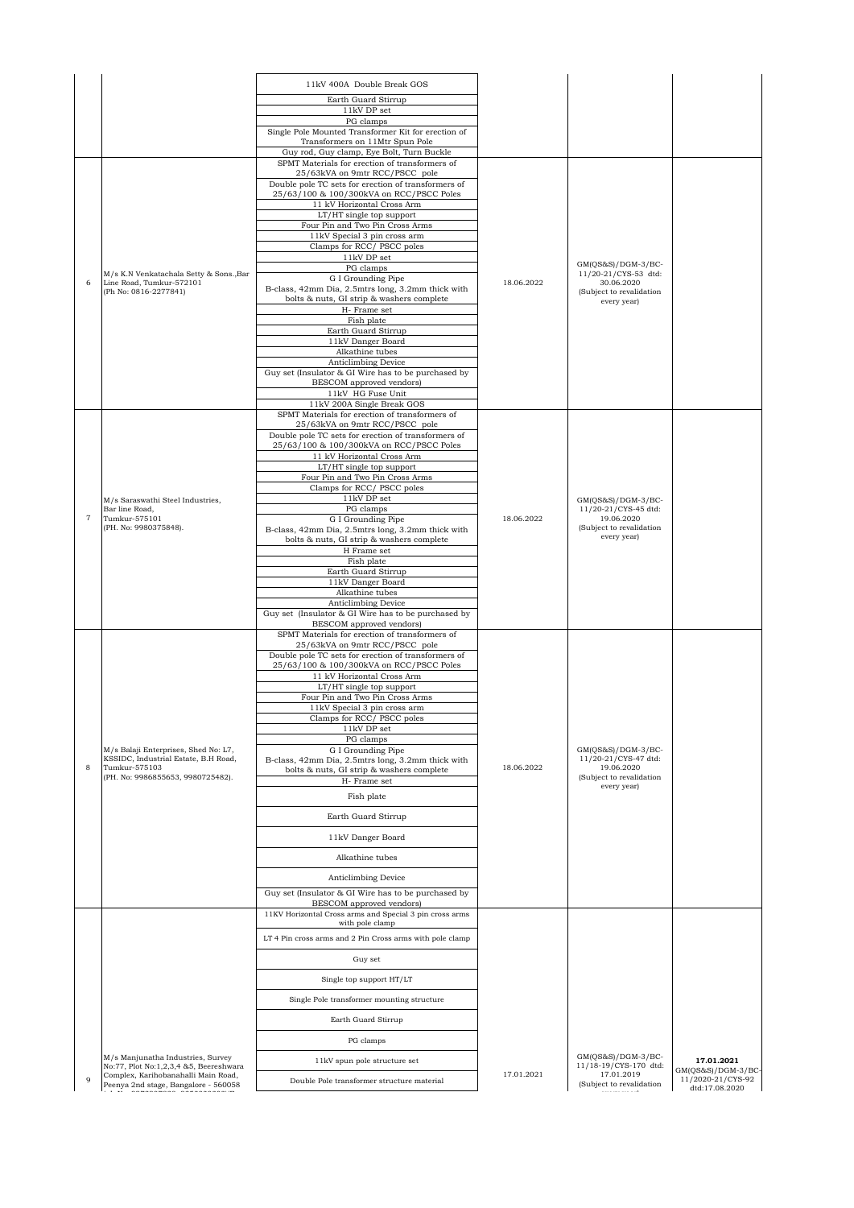| | | | | | |
|---|---|---|---|---|---|
| | | 11kV 400A Double Break GOS<br>Earth Guard Stirrup<br>11kV DP set<br>PG clamps<br>Single Pole Mounted Transformer Kit for erection of Transformers on 11Mtr Spun Pole<br>Guy rod, Guy clamp, Eye Bolt, Turn Buckle | | | |
| 6 | M/s K.N Venkatachala Setty & Sons.,Bar Line Road, Tumkur-572101 (Ph No: 0816-2277841) | SPMT Materials for erection of transformers of 25/63kVA on 9mtr RCC/PSCC pole<br>Double pole TC sets for erection of transformers of 25/63/100 & 100/300kVA on RCC/PSCC Poles<br>11 kV Horizontal Cross Arm<br>LT/HT single top support<br>Four Pin and Two Pin Cross Arms<br>11kV Special 3 pin cross arm<br>Clamps for RCC/ PSCC poles<br>11kV DP set<br>PG clamps<br>G I Grounding Pipe<br>B-class, 42mm Dia, 2.5mtrs long, 3.2mm thick with bolts & nuts, GI strip & washers complete<br>H- Frame set<br>Fish plate<br>Earth Guard Stirrup<br>11kV Danger Board<br>Alkathine tubes<br>Anticlimbing Device<br>Guy set (Insulator & GI Wire has to be purchased by BESCOM approved vendors)<br>11kV HG Fuse Unit<br>11kV 200A Single Break GOS | 18.06.2022 | GM(QS&S)/DGM-3/BC-11/20-21/CYS-53 dtd: 30.06.2020 (Subject to revalidation every year) | |
| 7 | M/s Saraswathi Steel Industries, Bar line Road, Tumkur-575101 (PH. No: 9980375848). | SPMT Materials for erection of transformers of 25/63kVA on 9mtr RCC/PSCC pole<br>Double pole TC sets for erection of transformers of 25/63/100 & 100/300kVA on RCC/PSCC Poles<br>11 kV Horizontal Cross Arm<br>LT/HT single top support<br>Four Pin and Two Pin Cross Arms<br>Clamps for RCC/ PSCC poles<br>11kV DP set<br>PG clamps<br>G I Grounding Pipe<br>B-class, 42mm Dia, 2.5mtrs long, 3.2mm thick with bolts & nuts, GI strip & washers complete<br>H Frame set<br>Fish plate<br>Earth Guard Stirrup<br>11kV Danger Board<br>Alkathine tubes<br>Anticlimbing Device<br>Guy set (Insulator & GI Wire has to be purchased by BESCOM approved vendors) | 18.06.2022 | GM(QS&S)/DGM-3/BC-11/20-21/CYS-45 dtd: 19.06.2020 (Subject to revalidation every year) | |
| 8 | M/s Balaji Enterprises, Shed No: L7, KSSIDC, Industrial Estate, B.H Road, Tumkur-575103 (PH. No: 9986855653, 9980725482). | SPMT Materials for erection of transformers of 25/63kVA on 9mtr RCC/PSCC pole<br>Double pole TC sets for erection of transformers of 25/63/100 & 100/300kVA on RCC/PSCC Poles<br>11 kV Horizontal Cross Arm<br>LT/HT single top support<br>Four Pin and Two Pin Cross Arms<br>11kV Special 3 pin cross arm<br>Clamps for RCC/ PSCC poles<br>11kV DP set<br>PG clamps<br>G I Grounding Pipe<br>B-class, 42mm Dia, 2.5mtrs long, 3.2mm thick with bolts & nuts, GI strip & washers complete<br>H- Frame set<br>Fish plate<br>Earth Guard Stirrup<br>11kV Danger Board<br>Alkathine tubes<br>Anticlimbing Device<br>Guy set (Insulator & GI Wire has to be purchased by BESCOM approved vendors) | 18.06.2022 | GM(QS&S)/DGM-3/BC-11/20-21/CYS-47 dtd: 19.06.2020 (Subject to revalidation every year) | |
| 9 | M/s Manjunatha Industries, Survey No:77, Plot No:1,2,3,4 &5, Beereshwara Complex, Karihobanahalli Main Road, Peenya 2nd stage, Bangalore - 560058 | 11KV Horizontal Cross arms and Special 3 pin cross arms with pole clamp<br>LT 4 Pin cross arms and 2 Pin Cross arms with pole clamp<br>Guy set<br>Single top support HT/LT<br>Single Pole transformer mounting structure<br>Earth Guard Stirrup<br>PG clamps<br>11kV spun pole structure set<br>Double Pole transformer structure material | 17.01.2021 | GM(QS&S)/DGM-3/BC-11/18-19/CYS-170 dtd: 17.01.2019 (Subject to revalidation | **17.01.2021** GM(QS&S)/DGM-3/BC-11/2020-21/CYS-92 dtd:17.08.2020 |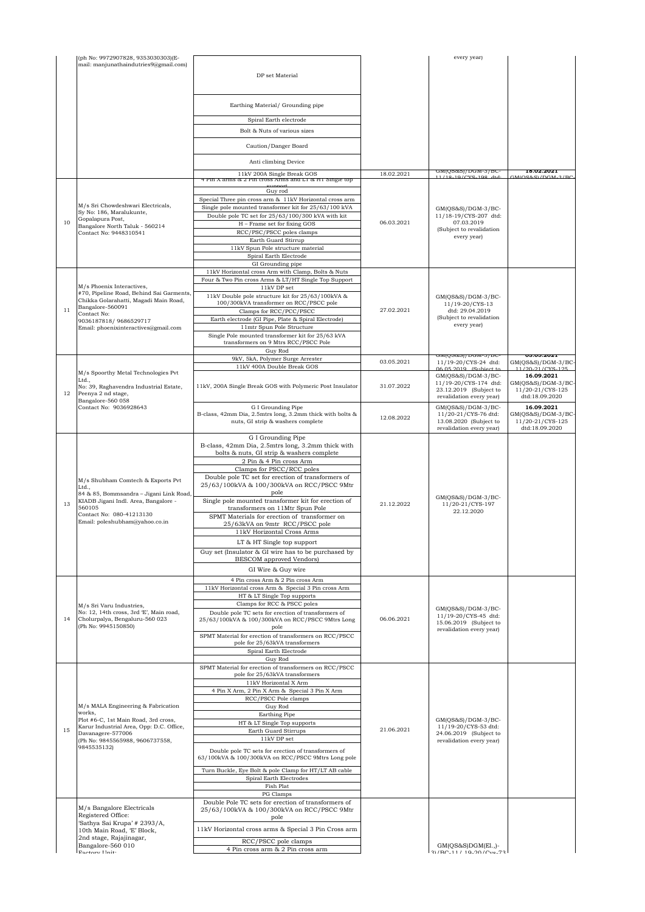| | | | | | |
|---|---|---|---|---|---|
| | (ph No: 9972907828, 9353030303)(E-mail: manjunathaindutries9@gmail.com) | DP set Material<br>Earthing Material/ Grounding pipe<br>Spiral Earth electrode<br>Bolt & Nuts of various sizes<br>Caution/Danger Board<br>Anti climbing Device | | every year) | |
| | | 11kV 200A Single Break GOS | 18.02.2021 | GM(QS&S)/DGM-3/BC-11/18-19/CYS-198 dtd: | 18.02.2021 GM(QS&S)/DGM-3/BC |
| 10 | M/s Sri Chowdeshwari Electricals, Sy No: 186, Maralukunte, Gopalapura Post, Bangalore North Taluk - 560214 Contact No: 9448310541 | 4 Pin X arms & 2 Pin cross Arms and LT & HT Single top support<br>Guy rod<br>Special Three pin cross arm & 11kV Horizontal cross arm<br>Single pole mounted transformer kit for 25/63/100 kVA<br>Double pole TC set for 25/63/100/300 kVA with kit<br>H – Frame set for fixing GOS<br>RCC/PSC/PSCC poles clamps<br>Earth Guard Stirrup<br>11kV Spun Pole structure material<br>Spiral Earth Electrode<br>GI Grounding pipe | 06.03.2021 | GM(QS&S)/DGM-3/BC-11/18-19/CYS-207 dtd: 07.03.2019 (Subject to revalidation every year) | |
| 11 | M/s Phoenix Interactives, #70, Pipeline Road, Behind Sai Garments, Chikka Golarahatti, Magadi Main Road, Bangalore-560091 Contact No: 9036187818/ 9686529717 Email: phoenixinteractives@gmail.com | 11kV Horizontal cross Arm with Clamp, Bolts & Nuts<br>Four & Two Pin cross Arms & LT/HT Single Top Support<br>11kV DP set<br>11kV Double pole structure kit for 25/63/100kVA & 100/300kVA transformer on RCC/PSCC pole<br>Clamps for RCC/PCC/PSCC<br>Earth electrode (GI Pipe, Plate & Spiral Electrode)<br>11mtr Spun Pole Structure<br>Single Pole mounted transformer kit for 25/63 kVA transformers on 9 Mtrs RCC/PSCC Pole<br>Guy Rod | 27.02.2021 | GM(QS&S)/DGM-3/BC-11/19-20/CYS-13 dtd: 29.04.2019 (Subject to revalidation every year) | |
| 12 | M/s Spoorthy Metal Technologies Pvt Ltd., No: 39, Raghavendra Industrial Estate, Peenya 2 nd stage, Bangalore-560 058 Contact No: 9036928643 | 9kV, 5kA, Polymer Surge Arrester<br>11kV 400A Double Break GOS | 03.05.2021 | GM(QS&S)/DGM-3/BC-11/19-20/CYS-24 dtd: 06.05.2019 (Subject to | 03.05.2021 GM(QS&S)/DGM-3/BC-11/20-21/CYS-125 |
| | | 11kV, 200A Single Break GOS with Polymeric Post Insulator | 31.07.2022 | GM(QS&S)/DGM-3/BC-11/19-20/CYS-174 dtd: 23.12.2019 (Subject to revalidation every year) | 16.09.2021 GM(QS&S)/DGM-3/BC-11/20-21/CYS-125 dtd:18.09.2020 |
| | | G I Grounding Pipe B-class, 42mm Dia, 2.5mtrs long, 3.2mm thick with bolts & nuts, GI strip & washers complete | 12.08.2022 | GM(QS&S)/DGM-3/BC-11/20-21/CYS-76 dtd: 13.08.2020 (Subject to revalidation every year) | 16.09.2021 GM(QS&S)/DGM-3/BC-11/20-21/CYS-125 dtd:18.09.2020 |
| 13 | M/s Shubham Comtech & Exports Pvt Ltd., 84 & 85, Bommsandra – Jigani Link Road, KIADB Jigani Indl. Area, Bangalore - 560105 Contact No: 080-41213130 Email: poleshubham@yahoo.co.in | G I Grounding Pipe B-class, 42mm Dia, 2.5mtrs long, 3.2mm thick with bolts & nuts, GI strip & washers complete<br>2 Pin & 4 Pin cross Arm<br>Clamps for PSCC/RCC poles<br>Double pole TC set for erection of transformers of 25/63/100kVA & 100/300kVA on RCC/PSCC 9Mtr pole<br>Single pole mounted transformer kit for erection of transformers on 11Mtr Spun Pole<br>SPMT Materials for erection of transformer on 25/63kVA on 9mtr RCC/PSCC pole<br>11kV Horizontal Cross Arms<br>LT & HT Single top support<br>Guy set (Insulator & GI wire has to be purchased by BESCOM approved Vendors)<br>GI Wire & Guy wire | 21.12.2022 | GM(QS&S)/DGM-3/BC-11/20-21/CYS-197 22.12.2020 | |
| 14 | M/s Sri Varu Industries, No: 12, 14th cross, 3rd 'E', Main road, Cholurpalya, Bengaluru-560 023 (Ph No: 9945150850) | 4 Pin cross Arm & 2 Pin cross Arm<br>11kV Horizontal cross Arm & Special 3 Pin cross Arm<br>HT & LT Single Top supports<br>Clamps for RCC & PSCC poles<br>Double pole TC sets for erection of transformers of 25/63/100kVA & 100/300kVA on RCC/PSCC 9Mtrs Long pole<br>SPMT Material for erection of transformers on RCC/PSCC pole for 25/63kVA transformers<br>Spiral Earth Electrode<br>Guy Rod | 06.06.2021 | GM(QS&S)/DGM-3/BC-11/19-20/CYS-45 dtd: 15.06.2019 (Subject to revalidation every year) | |
| 15 | M/s MALA Engineering & Fabrication works, Plot #6-C, 1st Main Road, 3rd cross, Karur Industrial Area, Opp: D.C. Office, Davanagere-577006 (Ph No: 9845565988, 9606737558, 9845535132) | SPMT Material for erection of transformers on RCC/PSCC pole for 25/63kVA transformers<br>11kV Horizontal X Arm<br>4 Pin X Arm, 2 Pin X Arm & Special 3 Pin X Arm<br>RCC/PSCC Pole clamps<br>Guy Rod<br>Earthing Pipe<br>HT & LT Single Top supports<br>Earth Guard Stirrups<br>11kV DP set<br>Double pole TC sets for erection of transformers of 63/100kVA & 100/300kVA on RCC/PSCC 9Mtrs Long pole<br>Turn Buckle, Eye Bolt & pole Clamp for HT/LT AB cable<br>Spiral Earth Electrodes<br>Fish Plat<br>PG Clamps | 21.06.2021 | GM(QS&S)/DGM-3/BC-11/19-20/CYS-53 dtd: 24.06.2019 (Subject to revalidation every year) | |
| | M/s Bangalore Electricals Registered Office: 'Sathya Sai Krupa' # 2393/A, 10th Main Road, 'E' Block, 2nd stage, Rajajinagar, Bangalore-560 010 Factory Unit: | Double Pole TC sets for erection of transformers of 25/63/100kVA & 100/300kVA on RCC/PSCC 9Mtr pole<br>11kV Horizontal cross arms & Special 3 Pin Cross arm<br>RCC/PSCC pole clamps<br>4 Pin cross arm & 2 Pin cross arm | | GM(QS&S)DGM(El.,)-3)/BC-11/ 19-20/Cys-73 | |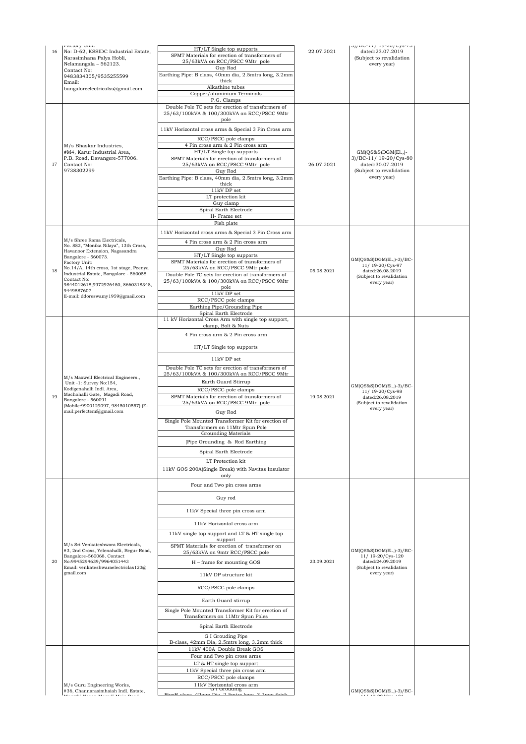| 16 | Factory Unit: No: D-62, KSSIDC Industrial Estate, Narasimhana Palya Hobli, Nelamangala – 562123. Contact No: 9483834305/9535255599 Email: bangaloreelectricalss@gmail.com | HT/LT Single top supports<br>SPMT Materials for erection of transformers of 25/63kVA on RCC/PSCC 9Mtr pole<br>Guy Rod<br>Earthing Pipe: B class, 40mm dia, 2.5mtrs long, 3.2mm thick<br>Alkathine tubes<br>Copper/aluminium Terminals<br>P.G. Clamps | 22.07.2021 | 3)/BC-11/ 19-20/Cys-73 dated:23.07.2019 (Subject to revalidation every year) | |
|---|---|---|---|---|---|
| 17 | M/s Bhaskar Industries, #M4, Karur Industrial Area, P.B. Road, Davangere-577006. Contact No: 9738302299 | Double Pole TC sets for erection of transformers of 25/63/100kVA & 100/300kVA on RCC/PSCC 9Mtr pole<br>11kV Horizontal cross arms & Special 3 Pin Cross arm<br>RCC/PSCC pole clamps<br>4 Pin cross arm & 2 Pin cross arm<br>HT/LT Single top supports<br>SPMT Materials for erection of transformers of 25/63kVA on RCC/PSCC 9Mtr pole<br>Guy Rod<br>Earthing Pipe: B class, 40mm dia, 2.5mtrs long, 3.2mm thick<br>11kV DP set<br>LT protection kit<br>Guy clamp<br>Spiral Earth Electrode<br>H- Frame set<br>Fish plate | 26.07.2021 | GM(QS&S)DGM(El.,)-3)/BC-11/ 19-20/Cys-80 dated:30.07.2019 (Subject to revalidation every year) | |
| 18 | M/s Shree Rama Electricals, No. 882, "Monika Nilaya", 13th Cross, Havanoor Extension, Nagasandra Bangalore - 560073. Factory Unit: No.14/A, 14th cross, 1st stage, Peenya Industrial Estate, Bangalore - 560058 Contact No: 9844012618,9972926480, 8660318348, 9449887607 E-mail: ddoreswamy1959@gmail.com | 11kV Horizontal cross arms & Special 3 Pin Cross arm<br>4 Pin cross arm & 2 Pin cross arm<br>Guy Rod<br>HT/LT Single top supports<br>SPMT Materials for erection of transformers of 25/63kVA on RCC/PSCC 9Mtr pole<br>Double Pole TC sets for erection of transformers of 25/63/100kVA & 100/300kVA on RCC/PSCC 9Mtr pole<br>11kV DP set<br>RCC/PSCC pole clamps<br>Earthing Pipe/Grounding Pipe<br>Spiral Earth Electrode | 05.08.2021 | GM(QS&S)DGM(El.,)-3)/BC-11/ 19-20/Cys-97 dated:26.08.2019 (Subject to revalidation every year) | |
| 19 | M/s Maxwell Electrical Engineers., Unit -1: Survey No:154, Kodigenahalli Indl. Area, Machohalli Gate, Magadi Road, Bangalore - 560091 (Mobile:9900129097, 9845010557) (E-mail:perfectemf@gmail.com | 11 kV Horizontal Cross Arm with single top support, clamp, Bolt & Nuts<br>4 Pin cross arm & 2 Pin cross arm<br>HT/LT Single top supports<br>11kV DP set<br>Double Pole TC sets for erection of transformers of 25/63/100kVA & 100/300kVA on RCC/PSCC 9Mtr<br>Earth Guard Stirrup<br>RCC/PSCC pole clamps<br>SPMT Materials for erection of transformers of 25/63kVA on RCC/PSCC 9Mtr pole<br>Guy Rod<br>Single Pole Mounted Transformer Kit for erection of Transformers on 11Mtr Spun Pole<br>Grounding Materials<br>(Pipe Grounding & Rod Earthing<br>Spiral Earth Electrode<br>LT Protection kit<br>11kV GOS 200A(Single Break) with Navitas Insulator only | 19.08.2021 | GM(QS&S)DGM(El.,)-3)/BC-11/ 19-20/Cys-98 dated:26.08.2019 (Subject to revalidation every year) | |
| 20 | M/s Sri Venkateshwara Electricals, #3, 2nd Cross, Yelenahalli, Begur Road, Bangalore–560068. Contact No:9945294639/9964051443 Email: venkateshwaraelectriclas123@gmail.com | Four and Two pin cross arms<br>Guy rod<br>11kV Special three pin cross arm<br>11kV Horizontal cross arm<br>11kV single top support and LT & HT single top support<br>SPMT Materials for erection of transformer on 25/63kVA on 9mtr RCC/PSCC pole<br>H – frame for mounting GOS<br>11kV DP structure kit<br>RCC/PSCC pole clamps<br>Earth Guard stirrup<br>Single Pole Mounted Transformer Kit for erection of Transformers on 11Mtr Spun Poles<br>Spiral Earth Electrode<br>G I Grouding Pipe B-class, 42mm Dia, 2.5mtrs long, 3.2mm thick | 23.09.2021 | GM(QS&S)DGM(El.,)-3)/BC-11/ 19-20/Cys-120 dated:24.09.2019 (Subject to revalidation every year) | |
| | M/s Guru Engineering Works, #36, Channarasimhaiah Indl. Estate, | 11kV 400A Double Break GOS<br>Four and Two pin cross arms<br>LT & HT single top support<br>11kV Special three pin cross arm<br>RCC/PSCC pole clamps<br>11kV Horizontal cross arm<br>G I Grouding Pipe B class, 42mm Dia, 2.5mtrs long, 3.2mm thick | | GM(QS&S)DGM(El.,)-3)/BC- | |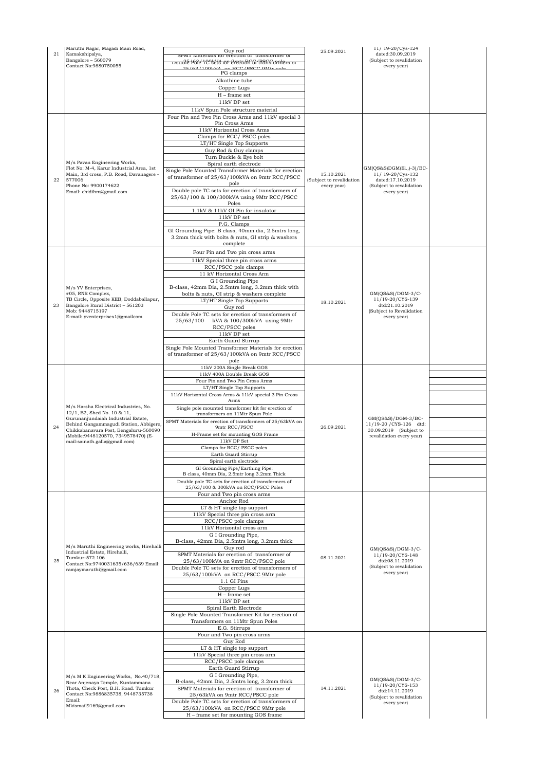| 21 | Maruthi Nagar, Magadi Main Road, Kamakshipalya, Bangalore – 560079 Contact No:9880750055 | Guy rod<br>SPMT Materials for erection of transformer of<br>Double Pole TC sets for erection of transformers of 25/63/100kVA on RCC/PSCC 9Mtr pole<br>PG clamps<br>Alkathine tube<br>Copper Lugs<br>H – frame set<br>11kV DP set<br>11kV Spun Pole structure material | 25.09.2021 | 11/ 19-20/Cys-124 dated:30.09.2019 (Subject to revalidation every year) | |
|---|---|---|---|---|---|
| 22 | M/s Pavan Engineering Works, Plot No: M-4, Karur Industrial Area, 1st Main, 3rd cross, P.B. Road, Davanagere - 577006 Phone No: 9900174622 Email: chidihm@gmail.com | Four Pin and Two Pin Cross Arms and 11kV special 3 Pin Cross Arms<br>11kV Horizontal Cross Arms<br>Clamps for RCC/ PSCC poles<br>LT/HT Single Top Supports<br>Guy Rod & Guy clamps<br>Turn Buckle & Eye bolt<br>Spiral earth electrode<br>Single Pole Mounted Transformer Materials for erection of transformer of 25/63/100kVA on 9mtr RCC/PSCC pole<br>Double pole TC sets for erection of transformers of 25/63/100 & 100/300kVA using 9Mtr RCC/PSCC Poles<br>1.1kV & 11kV GI Pin for insulator<br>11kV DP set<br>P.G. Clamps<br>GI Grounding Pipe: B class, 40mm dia, 2.5mtrs long, 3.2mm thick with bolts & nuts, GI strip & washers complete | 15.10.2021 (Subject to revalidation every year) | GM(QS&S)DGM(El.,)-3)/BC-11/ 19-20/Cys-132 dated:17.10.2019 (Subject to revalidation every year) | |
| 23 | M/s YV Enterprises, #05, RNR Complex, TB Circle, Opposite KEB, Doddaballapur, Bangalore Rural District – 561203 Mob: 9448715197 E-mail: yventerprises1@gmailcom | Four Pin and Two pin cross arms<br>11kV Special three pin cross arms<br>RCC/PSCC pole clamps<br>11 kV Horizontal Cross Arm<br>G I Grounding Pipe B-class, 42mm Dia, 2.5mtrs long, 3.2mm thick with bolts & nuts, GI strip & washers complete<br>LT/HT Single Top Supports<br>Guy rod<br>Double Pole TC sets for erection of transformers of 25/63/100 kVA & 100/300kVA using 9Mtr RCC/PSCC poles<br>11kV DP set<br>Earth Guard Stirrup<br>Single Pole Mounted Transformer Materials for erection of transformer of 25/63/100kVA on 9mtr RCC/PSCC pole | 18.10.2021 | GM(QS&S)/DGM-3/C-11/19-20/CYS-139 dtd:21.10.2019 (Subject to Revalidation every year) | |
| 24 | M/s Harsha Electrical Industries, No. 12/1, B2, Shed No. 10 & 11, Gurunanjundaiah Industrial Estate, Behind Gangammagudi Station, Abbigere, Chikkabanavara Post, Bengaluru-560090 (Mobile:9448120570, 7349578470) (E-mail:sainath.galla@gmail.com) | 11kV 200A Single Break GOS<br>11kV 400A Double Break GOS<br>Four Pin and Two Pin Cross Arms<br>LT/HT Single Top Supports<br>11kV Horizontal Cross Arms & 11kV special 3 Pin Cross Arms<br>Single pole mounted transformer kit for erection of transformers on 11Mtr Spun Pole<br>SPMT Materials for erection of transformers of 25/63kVA on 9mtr RCC/PSCC<br>H-Frame set for mounting GOS Frame<br>11kV DP Set<br>Clamps for RCC/ PSCC poles<br>Earth Guard Stirrup<br>Spiral earth electrode<br>GI Grounding Pipe/Earthing Pipe: B class, 40mm Dia, 2.5mtr long 3.2mm Thick<br>Double pole TC sets for erection of transformers of 25/63/100 & 300kVA on RCC/PSCC Poles | 26.09.2021 | GM(QS&S)/DGM-3/BC-11/19-20 /CYS-126 dtd: 30.09.2019 (Subject to revalidation every year) | |
| 25 | M/s Maruthi Engineering works, Hirehalli Industrial Estate, Hirehalli, Tumkur-572 106 Contact No:9740031635/636/639 Email: ramjaymaruthi@gmail.com | Four and Two pin cross arms<br>Anchor Rod<br>LT & HT single top support<br>11kV Special three pin cross arm<br>RCC/PSCC pole clamps<br>11kV Horizontal cross arm<br>G I Grounding Pipe, B-class, 42mm Dia, 2.5mtrs long, 3.2mm thick<br>Guy rod<br>SPMT Materials for erection of transformer of 25/63/100kVA on 9mtr RCC/PSCC pole<br>Double Pole TC sets for erection of transformers of 25/63/100kVA on RCC/PSCC 9Mtr pole<br>1.1 GI Pins<br>Copper Lugs<br>H – frame set<br>11kV DP set<br>Spiral Earth Electrode<br>Single Pole Mounted Transformer Kit for erection of Transformers on 11Mtr Spun Poles<br>E.G. Stirrups | 08.11.2021 | GM(QS&S)/DGM-3/C-11/19-20/CYS-148 dtd:08.11.2019 (Subject to revalidation every year) | |
| 26 | M/s M K Engineering Works, No.40/718, Near Anjenaya Temple, Kuntammana Thota, Check Post, B.H. Road. Tumkur Contact No:9886835738, 9448735738 Email: Mkismail9169@gmail.com | Four and Two pin cross arms<br>Guy Rod<br>LT & HT single top support<br>11kV Special three pin cross arm<br>RCC/PSCC pole clamps<br>Earth Guard Stirrup<br>G I Grounding Pipe, B-class, 42mm Dia, 2.5mtrs long, 3.2mm thick<br>SPMT Materials for erection of transformer of 25/63kVA on 9mtr RCC/PSCC pole<br>Double Pole TC sets for erection of transformers of 25/63/100kVA on RCC/PSCC 9Mtr pole<br>H – frame set for mounting GOS frame | 14.11.2021 | GM(QS&S)/DGM-3/C-11/19-20/CYS-153 dtd:14.11.2019 (Subject to revalidation every year) | |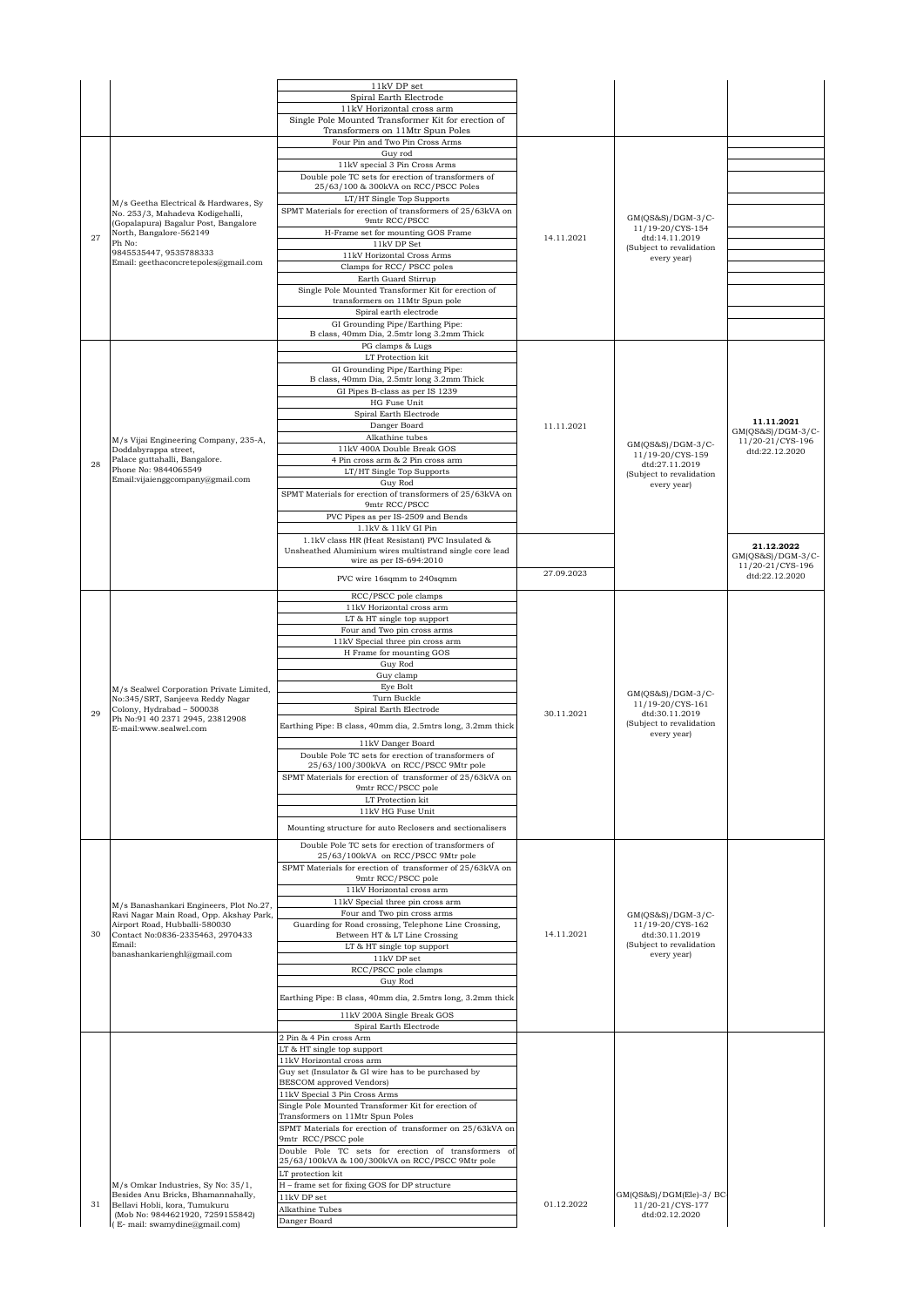| | | 11kV DP set | | | |
|---|---|---|---|---|---|
| | | Spiral Earth Electrode | | | |
| | | 11kV Horizontal cross arm | | | |
| | | Single Pole Mounted Transformer Kit for erection of Transformers on 11Mtr Spun Poles | | | |
| 27 | M/s Geetha Electrical & Hardwares, Sy No. 253/3, Mahadeva Kodigehalli, (Gopalapura) Bagalur Post, Bangalore North, Bangalore-562149 Ph No: 9845535447, 9535788333 Email: geethaconcretepoles@gmail.com | Four Pin and Two Pin Cross Arms | 14.11.2021 | GM(QS&S)/DGM-3/C-11/19-20/CYS-154 dtd:14.11.2019 (Subject to revalidation every year) | |
| | | Guy rod | | | |
| | | 11kV special 3 Pin Cross Arms | | | |
| | | Double pole TC sets for erection of transformers of 25/63/100 & 300kVA on RCC/PSCC Poles | | | |
| | | LT/HT Single Top Supports | | | |
| | | SPMT Materials for erection of transformers of 25/63kVA on 9mtr RCC/PSCC | | | |
| | | H-Frame set for mounting GOS Frame | | | |
| | | 11kV DP Set | | | |
| | | 11kV Horizontal Cross Arms | | | |
| | | Clamps for RCC/ PSCC poles | | | |
| | | Earth Guard Stirrup | | | |
| | | Single Pole Mounted Transformer Kit for erection of transformers on 11Mtr Spun pole | | | |
| | | Spiral earth electrode | | | |
| | | GI Grounding Pipe/Earthing Pipe: B class, 40mm Dia, 2.5mtr long 3.2mm Thick | | | |
| 28 | M/s Vijai Engineering Company, 235-A, Doddabyrappa street, Palace guttahalli, Bangalore. Phone No: 9844065549 Email:vijaienggcompany@gmail.com | PG clamps & Lugs | 11.11.2021 | GM(QS&S)/DGM-3/C-11/19-20/CYS-159 dtd:27.11.2019 (Subject to revalidation every year) | **11.11.2021** GM(QS&S)/DGM-3/C-11/20-21/CYS-196 dtd:22.12.2020 |
| | | LT Protection kit | | | |
| | | GI Grounding Pipe/Earthing Pipe: B class, 40mm Dia, 2.5mtr long 3.2mm Thick | | | |
| | | GI Pipes B-class as per IS 1239 | | | |
| | | HG Fuse Unit | | | |
| | | Spiral Earth Electrode | | | |
| | | Danger Board | | | |
| | | Alkathine tubes | | | |
| | | 11kV 400A Double Break GOS | | | |
| | | 4 Pin cross arm & 2 Pin cross arm | | | |
| | | LT/HT Single Top Supports | | | |
| | | Guy Rod | | | |
| | | SPMT Materials for erection of transformers of 25/63kVA on 9mtr RCC/PSCC | | | |
| | | PVC Pipes as per IS-2509 and Bends | | | |
| | | 1.1kV & 11kV GI Pin | | | |
| | | 1.1kV class HR (Heat Resistant) PVC Insulated & Unsheathed Aluminium wires multistrand single core lead wire as per IS-694:2010 | 27.09.2023 | | **21.12.2022** GM(QS&S)/DGM-3/C-11/20-21/CYS-196 dtd:22.12.2020 |
| | | PVC wire 16sqmm to 240sqmm | | | |
| 29 | M/s Sealwel Corporation Private Limited, No:345/SRT, Sanjeeva Reddy Nagar Colony, Hydrabad – 500038 Ph No:91 40 2371 2945, 23812908 E-mail:www.sealwel.com | RCC/PSCC pole clamps | 30.11.2021 | GM(QS&S)/DGM-3/C-11/19-20/CYS-161 dtd:30.11.2019 (Subject to revalidation every year) | |
| | | 11kV Horizontal cross arm | | | |
| | | LT & HT single top support | | | |
| | | Four and Two pin cross arms | | | |
| | | 11kV Special three pin cross arm | | | |
| | | H Frame for mounting GOS | | | |
| | | Guy Rod | | | |
| | | Guy clamp | | | |
| | | Eye Bolt | | | |
| | | Turn Buckle | | | |
| | | Spiral Earth Electrode | | | |
| | | Earthing Pipe: B class, 40mm dia, 2.5mtrs long, 3.2mm thick | | | |
| | | 11kV Danger Board | | | |
| | | Double Pole TC sets for erection of transformers of 25/63/100/300kVA on RCC/PSCC 9Mtr pole | | | |
| | | SPMT Materials for erection of transformer of 25/63kVA on 9mtr RCC/PSCC pole | | | |
| | | LT Protection kit | | | |
| | | 11kV HG Fuse Unit | | | |
| | | Mounting structure for auto Reclosers and sectionalisers | | | |
| 30 | M/s Banashankari Engineers, Plot No.27, Ravi Nagar Main Road, Opp. Akshay Park, Airport Road, Hubballi-580030 Contact No:0836-2335463, 2970433 Email: banashankarienghl@gmail.com | Double Pole TC sets for erection of transformers of 25/63/100kVA on RCC/PSCC 9Mtr pole | 14.11.2021 | GM(QS&S)/DGM-3/C-11/19-20/CYS-162 dtd:30.11.2019 (Subject to revalidation every year) | |
| | | SPMT Materials for erection of transformer of 25/63kVA on 9mtr RCC/PSCC pole | | | |
| | | 11kV Horizontal cross arm | | | |
| | | 11kV Special three pin cross arm | | | |
| | | Four and Two pin cross arms | | | |
| | | Guarding for Road crossing, Telephone Line Crossing, Between HT & LT Line Crossing | | | |
| | | LT & HT single top support | | | |
| | | 11kV DP set | | | |
| | | RCC/PSCC pole clamps | | | |
| | | Guy Rod | | | |
| | | Earthing Pipe: B class, 40mm Dia, 2.5mtrs long, 3.2mm thick | | | |
| | | 11kV 200A Single Break GOS | | | |
| | | Spiral Earth Electrode | | | |
| 31 | M/s Omkar Industries, Sy No: 35/1, Besides Anu Bricks, Bhamannahally, Bellavi Hobli, kora, Tumukuru (Mob No: 9844621920, 7259155842) ( E- mail: swamydine@gmail.com) | 2 Pin & 4 Pin cross Arm | 01.12.2022 | GM(QS&S)/DGM(Ele)-3/ BC-11/20-21/CYS-177 dtd:02.12.2020 | |
| | | LT & HT single top support | | | |
| | | 11kV Horizontal cross arm | | | |
| | | Guy set (Insulator & GI wire has to be purchased by BESCOM approved Vendors) | | | |
| | | 11kV Special 3 Pin Cross Arms | | | |
| | | Single Pole Mounted Transformer Kit for erection of Transformers on 11Mtr Spun Poles | | | |
| | | SPMT Materials for erection of transformer on 25/63kVA on 9mtr RCC/PSCC pole | | | |
| | | Double Pole TC sets for erection of transformers of 25/63/100kVA & 100/300kVA on RCC/PSCC 9Mtr pole | | | |
| | | LT protection kit | | | |
| | | H – frame set for fixing GOS for DP structure | | | |
| | | 11kV DP set | | | |
| | | Alkathine Tubes | | | |
| | | Danger Board | | | |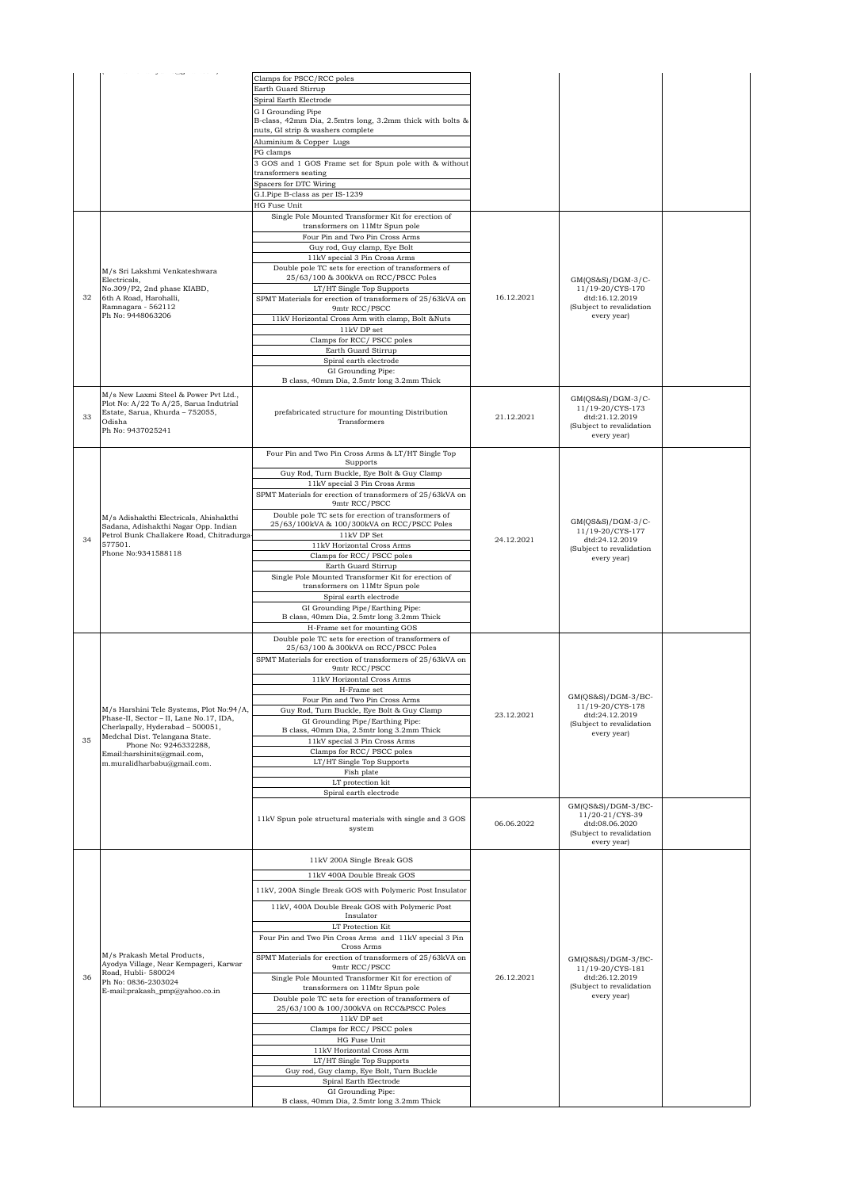| | | | | | |
|---|---|---|---|---|---|
| | | Clamps for PSCC/RCC poles<br>Earth Guard Stirrup<br>Spiral Earth Electrode<br>G I Grounding Pipe<br>B-class, 42mm Dia, 2.5mtrs long, 3.2mm thick with bolts & nuts, GI strip & washers complete<br>Aluminium & Copper Lugs<br>PG clamps<br>3 GOS and 1 GOS Frame set for Spun pole with & without transformers seating<br>Spacers for DTC Wiring<br>G.I.Pipe B-class as per IS-1239<br>HG Fuse Unit | | | |
| 32 | M/s Sri Lakshmi Venkateshwara Electricals,<br>No.309/P2, 2nd phase KIABD, 6th A Road, Harohalli, Ramnagara - 562112<br>Ph No: 9448063206 | Single Pole Mounted Transformer Kit for erection of transformers on 11Mtr Spun pole<br>Four Pin and Two Pin Cross Arms<br>Guy rod, Guy clamp, Eye Bolt<br>11kV special 3 Pin Cross Arms<br>Double pole TC sets for erection of transformers of 25/63/100 & 300kVA on RCC/PSCC Poles<br>LT/HT Single Top Supports<br>SPMT Materials for erection of transformers of 25/63kVA on 9mtr RCC/PSCC<br>11kV Horizontal Cross Arm with clamp, Bolt &Nuts<br>11kV DP set<br>Clamps for RCC/ PSCC poles<br>Earth Guard Stirrup<br>Spiral earth electrode<br>GI Grounding Pipe:<br>B class, 40mm Dia, 2.5mtr long 3.2mm Thick | 16.12.2021 | GM(QS&S)/DGM-3/C-11/19-20/CYS-170 dtd:16.12.2019 (Subject to revalidation every year) | |
| 33 | M/s New Laxmi Steel & Power Pvt Ltd., Plot No: A/22 To A/25, Sarua Indutrial Estate, Sarua, Khurda – 752055, Odisha<br>Ph No: 9437025241 | prefabricated structure for mounting Distribution Transformers | 21.12.2021 | GM(QS&S)/DGM-3/C-11/19-20/CYS-173 dtd:21.12.2019 (Subject to revalidation every year) | |
| 34 | M/s Adishakthi Electricals, Ahishakthi Sadana, Adishakthi Nagar Opp. Indian Petrol Bunk Challakere Road, Chitradurga-577501.<br>Phone No:9341588118 | Four Pin and Two Pin Cross Arms & LT/HT Single Top Supports<br>Guy Rod, Turn Buckle, Eye Bolt & Guy Clamp<br>11kV special 3 Pin Cross Arms<br>SPMT Materials for erection of transformers of 25/63kVA on 9mtr RCC/PSCC<br>Double pole TC sets for erection of transformers of 25/63/100kVA & 100/300kVA on RCC/PSCC Poles<br>11kV DP Set<br>11kV Horizontal Cross Arms<br>Clamps for RCC/ PSCC poles<br>Earth Guard Stirrup<br>Single Pole Mounted Transformer Kit for erection of transformers on 11Mtr Spun pole<br>Spiral earth electrode<br>GI Grounding Pipe/Earthing Pipe:<br>B class, 40mm Dia, 2.5mtr long 3.2mm Thick<br>H-Frame set for mounting GOS | 24.12.2021 | GM(QS&S)/DGM-3/C-11/19-20/CYS-177 dtd:24.12.2019 (Subject to revalidation every year) | |
| 35 | M/s Harshini Tele Systems, Plot No:94/A, Phase-II, Sector – II, Lane No.17, IDA, Cherlapally, Hyderabad – 500051, Medchal Dist. Telangana State.<br>Phone No: 9246332288,<br>Email:harshinits@gmail.com, m.muralidharbabu@gmail.com. | Double pole TC sets for erection of transformers of 25/63/100 & 300kVA on RCC/PSCC Poles<br>SPMT Materials for erection of transformers of 25/63kVA on 9mtr RCC/PSCC<br>11kV Horizontal Cross Arms<br>H-Frame set<br>Four Pin and Two Pin Cross Arms<br>Guy Rod, Turn Buckle, Eye Bolt & Guy Clamp<br>GI Grounding Pipe/Earthing Pipe:<br>B class, 40mm Dia, 2.5mtr long 3.2mm Thick<br>11kV special 3 Pin Cross Arms<br>Clamps for RCC/ PSCC poles<br>LT/HT Single Top Supports<br>Fish plate<br>LT protection kit<br>Spiral earth electrode | 23.12.2021 | GM(QS&S)/DGM-3/BC-11/19-20/CYS-178 dtd:24.12.2019 (Subject to revalidation every year) | |
| | | 11kV Spun pole structural materials with single and 3 GOS system | 06.06.2022 | GM(QS&S)/DGM-3/BC-11/20-21/CYS-39 dtd:08.06.2020 (Subject to revalidation every year) | |
| 36 | M/s Prakash Metal Products, Ayodya Village, Near Kempageri, Karwar Road, Hubli- 580024<br>Ph No: 0836-2303024<br>E-mail:prakash_pmp@yahoo.co.in | 11kV 200A Single Break GOS<br>11kV 400A Double Break GOS<br>11kV, 200A Single Break GOS with Polymeric Post Insulator<br>11kV, 400A Double Break GOS with Polymeric Post Insulator<br>LT Protection Kit<br>Four Pin and Two Pin Cross Arms and 11kV special 3 Pin Cross Arms<br>SPMT Materials for erection of transformers of 25/63kVA on 9mtr RCC/PSCC<br>Single Pole Mounted Transformer Kit for erection of transformers on 11Mtr Spun pole<br>Double pole TC sets for erection of transformers of 25/63/100 & 100/300kVA on RCC&PSCC Poles<br>11kV DP set<br>Clamps for RCC/ PSCC poles<br>HG Fuse Unit<br>11kV Horizontal Cross Arm<br>LT/HT Single Top Supports<br>Guy rod, Guy clamp, Eye Bolt, Turn Buckle<br>Spiral Earth Electrode<br>GI Grounding Pipe:<br>B class, 40mm Dia, 2.5mtr long 3.2mm Thick | 26.12.2021 | GM(QS&S)/DGM-3/BC-11/19-20/CYS-181 dtd:26.12.2019 (Subject to revalidation every year) | |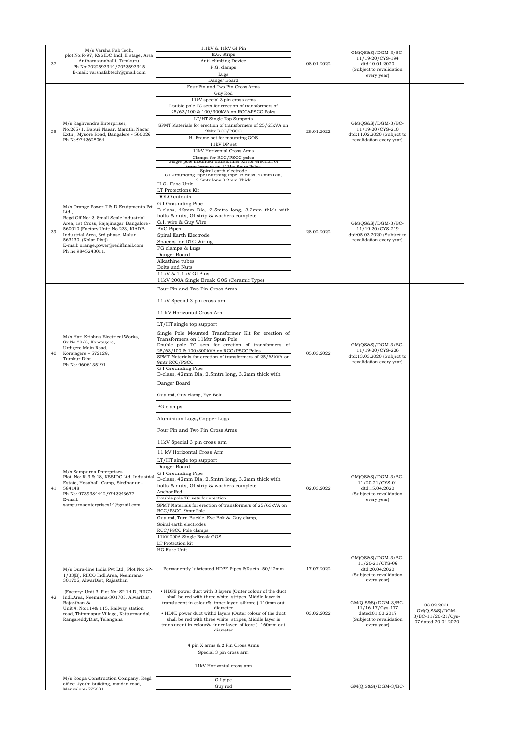| 37 | M/s Varsha Fab Tech, plot No:R-97, KSSIDC Indl, II stage, Area Antharasanahalli, Tumkuru Ph No:7022593344/7022593345 E-mail: varshafabtech@gmail.com | 1.1kV & 11kV GI Pin<br>E.G. Strips<br>Anti-climbing Device<br>P.G. clamps<br>Lugs<br>Danger Board | 08.01.2022 | GM(QS&S)/DGM-3/BC-11/19-20/CYS-194 dtd:10.01.2020 (Subject to revalidation every year) | |
|---|---|---|---|---|---|
| 38 | M/s Raghvendra Enterprises, No.265/1, Bapuji Nagar, Maruthi Nagar Extn., Mysore Road, Bangalore - 560026 Ph No:9742628064 | Four Pin and Two Pin Cross Arms<br>Guy Rod<br>11kV special 3 pin cross arms<br>Double pole TC sets for erection of transformers of 25/63/100 & 100/300kVA on RCC&PSCC Poles<br>LT/HT Single Top Supports<br>SPMT Materials for erection of transformers of 25/63kVA on 9Mtr RCC/PSCC<br>H- Frame set for mounting GOS<br>11kV DP set<br>11kV Horizontal Cross Arms<br>Clamps for RCC/PSCC poles<br>Single pole mounted transformer Kit for erection of transformers on 11Mtr Spun Poles<br>Spiral earth electrode<br>GI Grounding Pipe/Earthing Pipe: B class, 40mm Dia, 2.5mtr long 3.2mm Thick | 28.01.2022 | GM(QS&S)/DGM-3/BC-11/19-20/CYS-210 dtd:11.02.2020 (Subject to revalidation every year) | |
| 39 | M/s Orange Power T & D Equipments Pvt Ltd., Regd Off No: 2, Small Scale Industrial Area, 1st Cross, Rajajinagar, Bangalore - 560010 (Factory Unit: No.233, KIADB Industrial Area, 3rd phase, Malur – 563130, (Kolar Dist)) E-mail: orange.power@rediffmail.com Ph no:9845243011. | H.G. Fuse Unit<br>LT Protections Kit<br>DOLO cutouts<br>G I Grounding Pipe<br>B-class, 42mm Dia, 2.5mtrs long, 3.2mm thick with bolts & nuts, GI strip & washers complete<br>G.I. wire & Guy Wire<br>PVC Pipes<br>Spiral Earth Electrode<br>Spacers for DTC Wiring<br>PG clamps & Lugs<br>Danger Board<br>Alkathine tubes<br>Bolts and Nuts<br>11kV & 1.1kV GI Pins<br>11kV 200A Single Break GOS (Ceramic Type) | 28.02.2022 | GM(QS&S)/DGM-3/BC-11/19-20/CYS-219 dtd:05.03.2020 (Subject to revalidation every year) | |
| 40 | M/s Hari Krishna Electrical Works, Sy No:80/3, Koratagere, Urdigere Main Road, Koratagere – 572129, Tumkur Dist Ph No: 9606135191 | Four Pin and Two Pin Cross Arms<br>11kV Special 3 pin cross arm<br>11 kV Horizontal Cross Arm<br>LT/HT single top support<br>Single Pole Mounted Transformer Kit for erection of Transformers on 11Mtr Spun Pole<br>Double pole TC sets for erection of transformers of 25/63/100 & 100/300kVA on RCC/PSCC Poles<br>SPMT Materials for erection of transformers of 25/63kVA on 9mtr RCC/PSCC<br>G I Grounding Pipe<br>B-class, 42mm Dia, 2.5mtrs long, 3.2mm thick with<br>Danger Board<br>Guy rod, Guy clamp, Eye Bolt<br>PG clamps<br>Aluminium Lugs/Copper Lugs | 05.03.2022 | GM(QS&S)/DGM-3/BC-11/19-20/CYS-226 dtd:13.03.2020 (Subject to revalidation every year) | |
| 41 | M/s Sampurna Enterprises, Plot No: R-3 & 18, KSSIDC Ltd, Industrial Estate, Hosahalli Camp, Sindhanur - 584148 Ph No: 9739384442,9742243677 E-mail: sampurnaenterprises14@gmail.com | Four Pin and Two Pin Cross Arms<br>11kV Special 3 pin cross arm<br>11 kV Horizontal Cross Arm<br>LT/HT single top support<br>Danger Board<br>G I Grounding Pipe<br>B-class, 42mm Dia, 2.5mtrs long, 3.2mm thick with bolts & nuts, GI strip & washers complete<br>Anchor Rod<br>Double pole TC sets for erection<br>SPMT Materials for erection of transformers of 25/63kVA on RCC/PSCC 9mtr Pole<br>Guy rod, Turn Buckle, Eye Bolt & Guy clamp,<br>Spiral earth electrodes<br>RCC/PSCC Pole clamps<br>11kV 200A Single Break GOS<br>LT Protection kit<br>HG Fuse Unit | 02.03.2022 | GM(QS&S)/DGM-3/BC-11/20-21/CYS-01 dtd:15.04.2020 (Subject to revalidation every year) | |
| 42 | M/s Dura-line India Pvt Ltd., Plot No: SP-1/33(B), RIICO Indl.Area, Neemrana-301705, AlwarDist, Rajasthan<br><br>(Factory: Unit 3: Plot No: SP 14 D, RIICO Indl.Area, Neemrana-301705, AlwarDist, Rajasthan &<br>Unit 4: No:114& 115, Railway station road, Thimmapur Village, Kotturmandal, RangareddyDist, Telangana | Permanently lubricated HDPE Pipes &Ducts -50/42mm | 17.07.2022 | GM(QS&S)/DGM-3/BC-11/20-21/CYS-06 dtd:20.04.2020 (Subject to revalidation every year) | |
| | | • HDPE power duct with 3 layers (Outer colour of the duct shall be red with three white stripes, Middle layer is translucent in colour& inner layer silicore ) 110mm out diameter<br>• HDPE power duct with3 layers (Outer colour of the duct shall be red with three white stripes, Middle layer is translucent in colour& inner layer silicore ) 160mm out diameter | 03.02.2022 | GM(Q,S&S)/DGM-3/BC-11/16-17/Cys-177 dated:01.03.2017 (Subject to revalidation every year) | 03.02.2021 GM(Q,S&S)/DGM-3/BC-11/20-21/Cys-07 dated:20.04.2020 |
| | M/s Roopa Construction Company, Regd office: Jyothi building, maidan road, Mangalore-575001 | 4 pin X arms & 2 Pin Cross Arms<br>Special 3 pin cross arm<br>11kV Horizontal cross arm<br>G.I pipe<br>Guy rod | | GM(Q,S&S)/DGM-3/BC- | |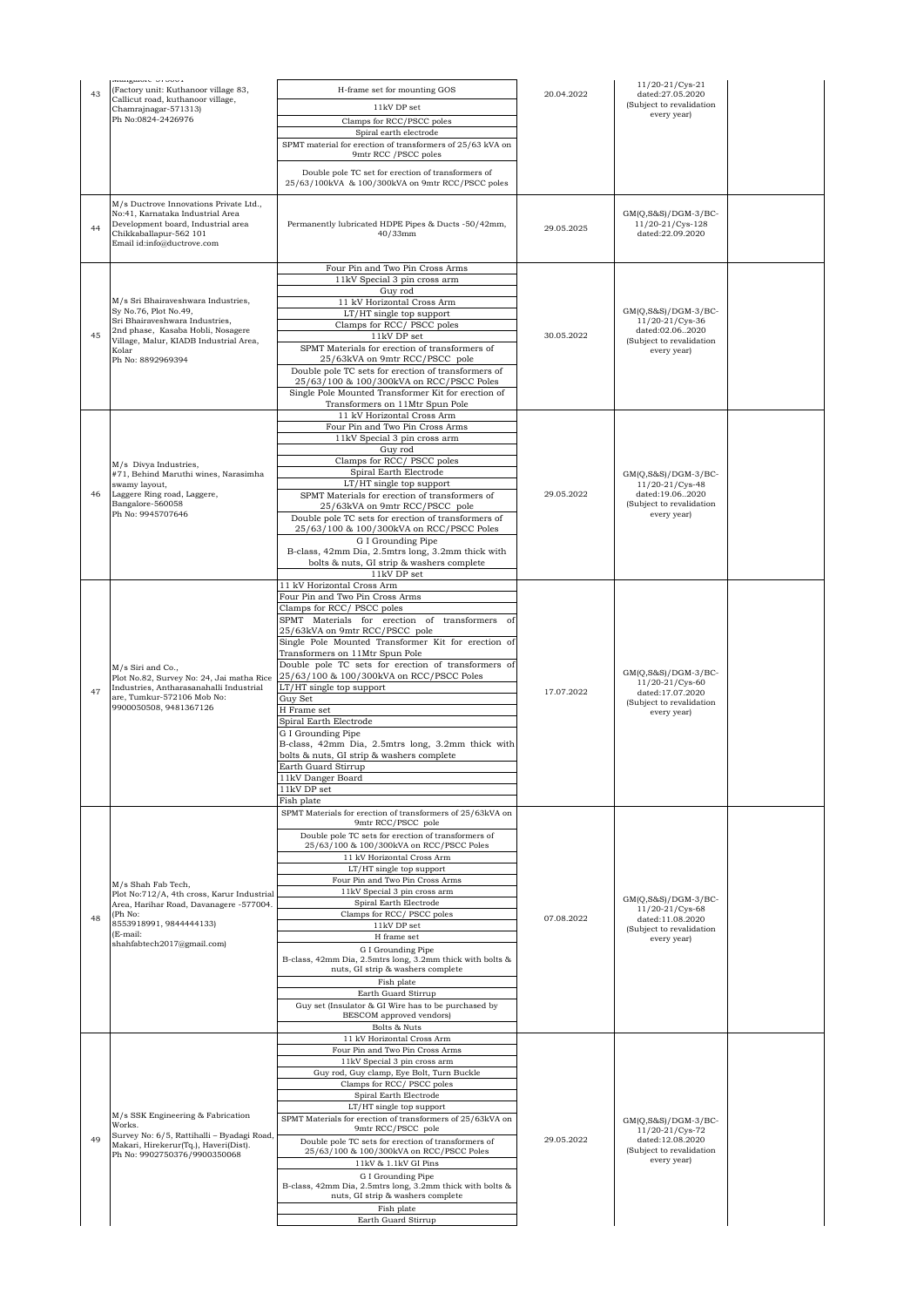| | | | | | |
|---|---|---|---|---|---|
| 43 | Mangalore-575001 (Factory unit: Kuthanoor village 83, Callicut road, kuthanoor village, Chamrajnagar-571313) Ph No:0824-2426976 | H-frame set for mounting GOS<br>11kV DP set<br>Clamps for RCC/PSCC poles<br>Spiral earth electrode<br>SPMT material for erection of transformers of 25/63 kVA on 9mtr RCC /PSCC poles<br>Double pole TC set for erection of transformers of 25/63/100kVA & 100/300kVA on 9mtr RCC/PSCC poles | 20.04.2022 | 11/20-21/Cys-21 dated:27.05.2020 (Subject to revalidation every year) | |
| 44 | M/s Ductrove Innovations Private Ltd., No:41, Karnataka Industrial Area Development board, Industrial area Chikkaballapur-562 101 Email id:info@ductrove.com | Permanently lubricated HDPE Pipes & Ducts -50/42mm, 40/33mm | 29.05.2025 | GM(Q,S&S)/DGM-3/BC-11/20-21/Cys-128 dated:22.09.2020 | |
| 45 | M/s Sri Bhairaveshwara Industries, Sy No.76, Plot No.49, Sri Bhairaveshwara Industries, 2nd phase, Kasaba Hobli, Nosagere Village, Malur, KIADB Industrial Area, Kolar Ph No: 8892969394 | Four Pin and Two Pin Cross Arms<br>11kV Special 3 pin cross arm<br>Guy rod<br>11 kV Horizontal Cross Arm<br>LT/HT single top support<br>Clamps for RCC/ PSCC poles<br>11kV DP set<br>SPMT Materials for erection of transformers of 25/63kVA on 9mtr RCC/PSCC pole<br>Double pole TC sets for erection of transformers of 25/63/100 & 100/300kVA on RCC/PSCC Poles<br>Single Pole Mounted Transformer Kit for erection of Transformers on 11Mtr Spun Pole | 30.05.2022 | GM(Q,S&S)/DGM-3/BC-11/20-21/Cys-36 dated:02.06..2020 (Subject to revalidation every year) | |
| 46 | M/s Divya Industries, #71, Behind Maruthi wines, Narasimha swamy layout, Laggere Ring road, Laggere, Bangalore-560058 Ph No: 9945707646 | 11 kV Horizontal Cross Arm<br>Four Pin and Two Pin Cross Arms<br>11kV Special 3 pin cross arm<br>Guy rod<br>Clamps for RCC/ PSCC poles<br>Spiral Earth Electrode<br>LT/HT single top support<br>SPMT Materials for erection of transformers of 25/63kVA on 9mtr RCC/PSCC pole<br>Double pole TC sets for erection of transformers of 25/63/100 & 100/300kVA on RCC/PSCC Poles<br>G I Grounding Pipe B-class, 42mm Dia, 2.5mtrs long, 3.2mm thick with bolts & nuts, GI strip & washers complete<br>11kV DP set | 29.05.2022 | GM(Q,S&S)/DGM-3/BC-11/20-21/Cys-48 dated:19.06..2020 (Subject to revalidation every year) | |
| 47 | M/s Siri and Co., Plot No.82, Survey No: 24, Jai matha Rice Industries, Antharasanahalli Industrial are, Tumkur-572106 Mob No: 9900050508, 9481367126 | 11 kV Horizontal Cross Arm<br>Four Pin and Two Pin Cross Arms<br>Clamps for RCC/ PSCC poles<br>SPMT Materials for erection of transformers of 25/63kVA on 9mtr RCC/PSCC pole<br>Single Pole Mounted Transformer Kit for erection of Transformers on 11Mtr Spun Pole<br>Double pole TC sets for erection of transformers of 25/63/100 & 100/300kVA on RCC/PSCC Poles<br>LT/HT single top support<br>Guy Set<br>H Frame set<br>Spiral Earth Electrode<br>G I Grounding Pipe B-class, 42mm Dia, 2.5mtrs long, 3.2mm thick with bolts & nuts, GI strip & washers complete<br>Earth Guard Stirrup<br>11kV Danger Board<br>11kV DP set<br>Fish plate | 17.07.2022 | GM(Q,S&S)/DGM-3/BC-11/20-21/Cys-60 dated:17.07.2020 (Subject to revalidation every year) | |
| 48 | M/s Shah Fab Tech, Plot No:712/A, 4th cross, Karur Industrial Area, Harihar Road, Davanagere -577004. (Ph No: 8553918991, 9844444133) (E-mail: shahfabtech2017@gmail.com) | SPMT Materials for erection of transformers of 25/63kVA on 9mtr RCC/PSCC pole<br>Double pole TC sets for erection of transformers of 25/63/100 & 100/300kVA on RCC/PSCC Poles<br>11 kV Horizontal Cross Arm<br>LT/HT single top support<br>Four Pin and Two Pin Cross Arms<br>11kV Special 3 pin cross arm<br>Spiral Earth Electrode<br>Clamps for RCC/ PSCC poles<br>11kV DP set<br>H frame set<br>G I Grounding Pipe B-class, 42mm Dia, 2.5mtrs long, 3.2mm thick with bolts & nuts, GI strip & washers complete<br>Fish plate<br>Earth Guard Stirrup<br>Guy set (Insulator & GI Wire has to be purchased by BESCOM approved vendors)<br>Bolts & Nuts | 07.08.2022 | GM(Q,S&S)/DGM-3/BC-11/20-21/Cys-68 dated:11.08.2020 (Subject to revalidation every year) | |
| 49 | M/s SSK Engineering & Fabrication Works. Survey No: 6/5, Rattihalli – Byadagi Road, Makari, Hirekerur(Tq.), Haveri(Dist). Ph No: 9902750376/9900350068 | 11 kV Horizontal Cross Arm<br>Four Pin and Two Pin Cross Arms<br>11kV Special 3 pin cross arm<br>Guy rod, Guy clamp, Eye Bolt, Turn Buckle<br>Clamps for RCC/ PSCC poles<br>Spiral Earth Electrode<br>LT/HT single top support<br>SPMT Materials for erection of transformers of 25/63kVA on 9mtr RCC/PSCC pole<br>Double pole TC sets for erection of transformers of 25/63/100 & 100/300kVA on RCC/PSCC Poles<br>11kV & 1.1kV GI Pins<br>G I Grounding Pipe B-class, 42mm Dia, 2.5mtrs long, 3.2mm thick with bolts & nuts, GI strip & washers complete<br>Fish plate<br>Earth Guard Stirrup | 29.05.2022 | GM(Q,S&S)/DGM-3/BC-11/20-21/Cys-72 dated:12.08.2020 (Subject to revalidation every year) | |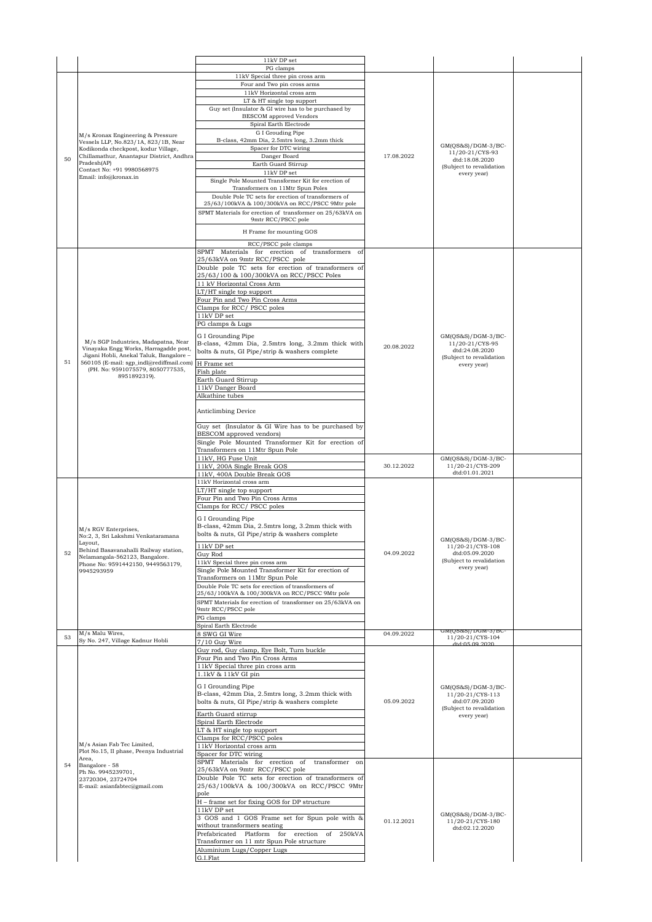| | | | | | |
|---|---|---|---|---|---|
| | | 11kV DP set<br>PG clamps | | | |
| 50 | M/s Kronax Engineering & Pressure Vessels LLP, No.823/1A, 823/1B, Near Kodikonda checkpost, kodur Village, Chillamathur, Anantapur District, Andhra Pradesh(AP)<br>Contact No: +91 9980568975<br>Email: info@kronax.in | 11kV Special three pin cross arm<br>Four and Two pin cross arms<br>11kV Horizontal cross arm<br>LT & HT single top support<br>Guy set (Insulator & GI wire has to be purchased by BESCOM approved Vendors<br>Spiral Earth Electrode<br>G I Grouding Pipe<br>B-class, 42mm Dia, 2.5mtrs long, 3.2mm thick<br>Spacer for DTC wiring<br>Danger Board<br>Earth Guard Stirrup<br>11kV DP set<br>Single Pole Mounted Transformer Kit for erection of Transformers on 11Mtr Spun Poles<br>Double Pole TC sets for erection of transformers of 25/63/100kVA & 100/300kVA on RCC/PSCC 9Mtr pole<br>SPMT Materials for erection of transformer on 25/63kVA on 9mtr RCC/PSCC pole<br>H Frame for mounting GOS<br>RCC/PSCC pole clamps | 17.08.2022 | GM(QS&S)/DGM-3/BC-11/20-21/CYS-93 dtd:18.08.2020 (Subject to revalidation every year) | |
| 51 | M/s SGP Industries, Madapatna, Near Vinayaka Engg Works, Harragadde post, Jigani Hobli, Anekal Taluk, Bangalore – 560105 (E-mail: sgp_indl@rediffmail.com) (PH. No: 9591075579, 8050777535, 8951892319). | SPMT Materials for erection of transformers of 25/63kVA on 9mtr RCC/PSCC pole<br>Double pole TC sets for erection of transformers of 25/63/100 & 100/300kVA on RCC/PSCC Poles<br>11 kV Horizontal Cross Arm<br>LT/HT single top support<br>Four Pin and Two Pin Cross Arms<br>Clamps for RCC/ PSCC poles<br>11kV DP set<br>PG clamps & Lugs<br>G I Grounding Pipe<br>B-class, 42mm Dia, 2.5mtrs long, 3.2mm thick with bolts & nuts, GI Pipe/strip & washers complete<br>H Frame set<br>Fish plate<br>Earth Guard Stirrup<br>11kV Danger Board<br>Alkathine tubes<br>Anticlimbing Device<br>Guy set (Insulator & GI Wire has to be purchased by BESCOM approved vendors)<br>Single Pole Mounted Transformer Kit for erection of Transformers on 11Mtr Spun Pole | 20.08.2022 | GM(QS&S)/DGM-3/BC-11/20-21/CYS-95 dtd:24.08.2020 (Subject to revalidation every year) | |
| | | 11kV, HG Fuse Unit<br>11kV, 200A Single Break GOS<br>11kV, 400A Double Break GOS | 30.12.2022 | GM(QS&S)/DGM-3/BC-11/20-21/CYS-209 dtd:01.01.2021 | |
| 52 | M/s RGV Enterprises,<br>No:2, 3, Sri Lakshmi Venkataramana Layout,<br>Behind Basavanahalli Railway station, Nelamangala-562123, Bangalore.<br>Phone No: 9591442150, 9449563179, 9945293959 | 11kV Horizontal cross arm<br>LT/HT single top support<br>Four Pin and Two Pin Cross Arms<br>Clamps for RCC/ PSCC poles<br>G I Grounding Pipe<br>B-class, 42mm Dia, 2.5mtrs long, 3.2mm thick with bolts & nuts, GI Pipe/strip & washers complete<br>11kV DP set<br>Guy Rod<br>11kV Special three pin cross arm<br>Single Pole Mounted Transformer Kit for erection of Transformers on 11Mtr Spun Pole<br>Double Pole TC sets for erection of transformers of 25/63/100kVA & 100/300kVA on RCC/PSCC 9Mtr pole<br>SPMT Materials for erection of transformer on 25/63kVA on 9mtr RCC/PSCC pole<br>PG clamps<br>Spiral Earth Electrode | 04.09.2022 | GM(QS&S)/DGM-3/BC-11/20-21/CYS-108 dtd:05.09.2020 (Subject to revalidation every year) | |
| 53 | M/s Malu Wires,<br>Sy No. 247, Village Kadnur Hobli | 8 SWG GI Wire<br>7/10 Guy Wire | 04.09.2022 | GM(QS&S)/DGM-3/BC-11/20-21/CYS-104 dtd:05.09.2020 | |
| 54 | M/s Asian Fab Tec Limited,<br>Plot No.15, II phase, Peenya Industrial Area,<br>Bangalore - 58<br>Ph No. 9945239701, 23720304, 23724704<br>E-mail: asianfabtec@gmail.com | Guy rod, Guy clamp, Eye Bolt, Turn buckle<br>Four Pin and Two Pin Cross Arms<br>11kV Special three pin cross arm<br>1.1kV & 11kV GI pin<br>G I Grounding Pipe<br>B-class, 42mm Dia, 2.5mtrs long, 3.2mm thick with bolts & nuts, GI Pipe/strip & washers complete<br>Earth Guard stirrup<br>Spiral Earth Electrode<br>LT & HT single top support<br>Clamps for RCC/PSCC poles<br>11kV Horizontal cross arm<br>Spacer for DTC wiring | 05.09.2022 | GM(QS&S)/DGM-3/BC-11/20-21/CYS-113 dtd:07.09.2020 (Subject to revalidation every year) | |
| | | SPMT Materials for erection of transformer on 25/63kVA on 9mtr RCC/PSCC pole<br>Double Pole TC sets for erection of transformers of 25/63/100kVA & 100/300kVA on RCC/PSCC 9Mtr pole<br>H – frame set for fixing GOS for DP structure<br>11kV DP set<br>3 GOS and 1 GOS Frame set for Spun pole with & without transformers seating<br>Prefabricated Platform for erection of 250kVA Transformer on 11 mtr Spun Pole structure<br>Aluminium Lugs/Copper Lugs<br>G.I.Flat | 01.12.2021 | GM(QS&S)/DGM-3/BC-11/20-21/CYS-180 dtd:02.12.2020 | |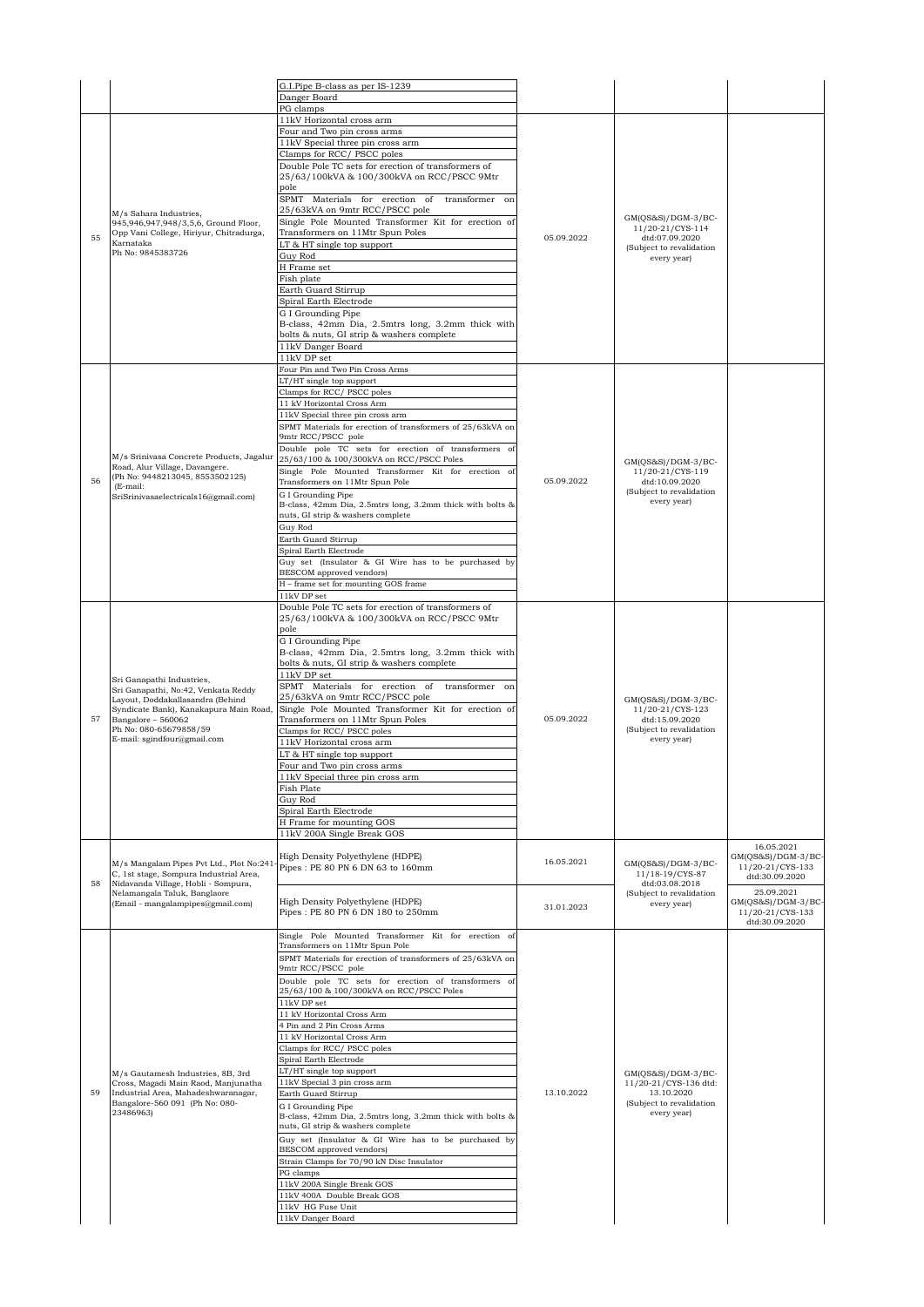| | | | | | |
|---|---|---|---|---|---|
| | | G.I.Pipe B-class as per IS-1239<br>Danger Board<br>PG clamps | | | |
| 55 | M/s Sahara Industries, 945,946,947,948/3,5,6, Ground Floor, Opp Vani College, Hiriyur, Chitradurga, Karnataka<br>Ph No: 9845383726 | 11kV Horizontal cross arm<br>Four and Two pin cross arms<br>11kV Special three pin cross arm<br>Clamps for RCC/ PSCC poles<br>Double Pole TC sets for erection of transformers of 25/63/100kVA & 100/300kVA on RCC/PSCC 9Mtr pole<br>SPMT Materials for erection of transformer on 25/63kVA on 9mtr RCC/PSCC pole<br>Single Pole Mounted Transformer Kit for erection of Transformers on 11Mtr Spun Poles<br>LT & HT single top support<br>Guy Rod<br>H Frame set<br>Fish plate<br>Earth Guard Stirrup<br>Spiral Earth Electrode<br>G I Grounding Pipe<br>B-class, 42mm Dia, 2.5mtrs long, 3.2mm thick with bolts & nuts, GI strip & washers complete<br>11kV Danger Board<br>11kV DP set | 05.09.2022 | GM(QS&S)/DGM-3/BC-11/20-21/CYS-114 dtd:07.09.2020 (Subject to revalidation every year) | |
| 56 | M/s Srinivasa Concrete Products, Jagalur Road, Alur Village, Davangere.<br>(Ph No: 9448213045, 8553502125)<br>(E-mail: SriSrinivasaelectricals16@gmail.com) | Four Pin and Two Pin Cross Arms<br>LT/HT single top support<br>Clamps for RCC/ PSCC poles<br>11 kV Horizontal Cross Arm<br>11kV Special three pin cross arm<br>SPMT Materials for erection of transformers of 25/63kVA on 9mtr RCC/PSCC pole<br>Double pole TC sets for erection of transformers of 25/63/100 & 100/300kVA on RCC/PSCC Poles<br>Single Pole Mounted Transformer Kit for erection of Transformers on 11Mtr Spun Pole<br>G I Grounding Pipe<br>B-class, 42mm Dia, 2.5mtrs long, 3.2mm thick with bolts & nuts, GI strip & washers complete<br>Guy Rod<br>Earth Guard Stirrup<br>Spiral Earth Electrode<br>Guy set (Insulator & GI Wire has to be purchased by BESCOM approved vendors)<br>H – frame set for mounting GOS frame<br>11kV DP set | 05.09.2022 | GM(QS&S)/DGM-3/BC-11/20-21/CYS-119 dtd:10.09.2020 (Subject to revalidation every year) | |
| 57 | Sri Ganapathi Industries, Sri Ganapathi, No:42, Venkata Reddy Layout, Doddakallasandra (Behind Syndicate Bank), Kanakapura Main Road, Bangalore – 560062<br>Ph No: 080-65679858/59<br>E-mail: sgindfour@gmail.com | Double Pole TC sets for erection of transformers of 25/63/100kVA & 100/300kVA on RCC/PSCC 9Mtr pole<br>G I Grounding Pipe<br>B-class, 42mm Dia, 2.5mtrs long, 3.2mm thick with bolts & nuts, GI strip & washers complete<br>11kV DP set<br>SPMT Materials for erection of transformer on 25/63kVA on 9mtr RCC/PSCC pole<br>Single Pole Mounted Transformer Kit for erection of Transformers on 11Mtr Spun Poles<br>Clamps for RCC/ PSCC poles<br>11kV Horizontal cross arm<br>LT & HT single top support<br>Four and Two pin cross arms<br>11kV Special three pin cross arm<br>Fish Plate<br>Guy Rod<br>Spiral Earth Electrode<br>H Frame for mounting GOS<br>11kV 200A Single Break GOS | 05.09.2022 | GM(QS&S)/DGM-3/BC-11/20-21/CYS-123 dtd:15.09.2020 (Subject to revalidation every year) | |
| 58 | M/s Mangalam Pipes Pvt Ltd., Plot No:241-C, 1st stage, Sompura Industrial Area, Nidavanda Village, Hobli - Sompura, Nelamangala Taluk, Banglaore<br>(Email - mangalampipes@gmail.com) | High Density Polyethylene (HDPE) Pipes : PE 80 PN 6 DN 63 to 160mm | 16.05.2021 | GM(QS&S)/DGM-3/BC-11/18-19/CYS-87 dtd:03.08.2018 (Subject to revalidation every year) | 16.05.2021 GM(QS&S)/DGM-3/BC-11/20-21/CYS-133 dtd:30.09.2020 |
| | | High Density Polyethylene (HDPE) Pipes : PE 80 PN 6 DN 180 to 250mm | 31.01.2023 | | 25.09.2021 GM(QS&S)/DGM-3/BC-11/20-21/CYS-133 dtd:30.09.2020 |
| 59 | M/s Gautamesh Industries, 8B, 3rd Cross, Magadi Main Raod, Manjunatha Industrial Area, Mahadeshwaranagar, Bangalore-560 091 (Ph No: 080-23486963) | Single Pole Mounted Transformer Kit for erection of Transformers on 11Mtr Spun Pole<br>SPMT Materials for erection of transformers of 25/63kVA on 9mtr RCC/PSCC pole<br>Double pole TC sets for erection of transformers of 25/63/100 & 100/300kVA on RCC/PSCC Poles<br>11kV DP set<br>11 kV Horizontal Cross Arm<br>4 Pin and 2 Pin Cross Arms<br>11 kV Horizontal Cross Arm<br>Clamps for RCC/ PSCC poles<br>Spiral Earth Electrode<br>LT/HT single top support<br>11kV Special 3 pin cross arm<br>Earth Guard Stirrup<br>G I Grounding Pipe<br>B-class, 42mm Dia, 2.5mtrs long, 3.2mm thick with bolts & nuts, GI strip & washers complete<br>Guy set (Insulator & GI Wire has to be purchased by BESCOM approved vendors)<br>Strain Clamps for 70/90 kN Disc Insulator<br>PG clamps<br>11kV 200A Single Break GOS<br>11kV 400A Double Break GOS<br>11kV HG Fuse Unit<br>11kV Danger Board | 13.10.2022 | GM(QS&S)/DGM-3/BC-11/20-21/CYS-136 dtd: 13.10.2020 (Subject to revalidation every year) | |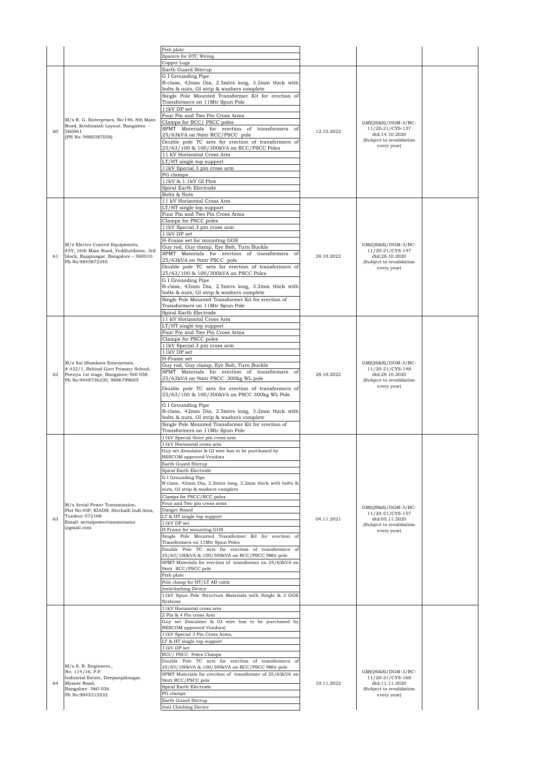| | | | | | |
|---|---|---|---|---|---|
| | | Fish plate<br>Spacers for DTC Wiring<br>Copper Lugs | | | |
| 60 | M/s R. G. Enterprises, No:146, 8th Main Road, Krishnaiah Layout, Bangalore - 560061<br>(PH No: 9980387058) | Earth Guard Stirrup<br>G I Grounding Pipe<br>B-class, 42mm Dia, 2.5mtrs long, 3.2mm thick with bolts & nuts, GI strip & washers complete<br>Single Pole Mounted Transformer Kit for erection of Transformers on 11Mtr Spun Pole<br>11kV DP set<br>Four Pin and Two Pin Cross Arms<br>Clamps for RCC/ PSCC poles<br>SPMT Materials for erection of transformers of 25/63kVA on 9mtr RCC/PSCC pole<br>Double pole TC sets for erection of transformers of 25/63/100 & 100/300kVA on RCC/PSCC Poles<br>11 kV Horizontal Cross Arm<br>LT/HT single top support<br>11kV Special 3 pin cross arm<br>PG clamps<br>11kV & 1.1kV GI Pins<br>Spiral Earth Electrode<br>Bolts & Nuts | 12.10.2022 | GM(QS&S)/DGM-3/BC-11/20-21/CYS-137 dtd:14.10.2020<br>(Subject to revalidation every year) | |
| 61 | M/s Electro Control Equipments, #5Y, 16th Main Road, Yeddlurdinne, 3rd block, Rajajinagar, Bangalore – 560010.<br>Ph No:9845872345 | 11 kV Horizontal Cross Arm<br>LT/HT single top support<br>Four Pin and Two Pin Cross Arms<br>Clamps for PSCC poles<br>11kV Special 3 pin cross arm<br>11kV DP set<br>H-Frame set for mounting GOS<br>Guy rod, Guy clamp, Eye Bolt, Turn Buckle<br>SPMT Materials for erection of transformers of 25/63kVA on 9mtr PSCC pole<br>Double pole TC sets for erection of transformers of 25/63/100 & 100/300kVA on PSCC Poles<br>G I Grounding Pipe<br>B-class, 42mm Dia, 2.5mtrs long, 3.2mm thick with bolts & nuts, GI strip & washers complete<br>Single Pole Mounted Transformer Kit for erection of Transformers on 11Mtr Spun Pole<br>Spiral Earth Electrode | 28.10.2022 | GM(QS&S)/DGM-3/BC-11/20-21/CYS-147 dtd:28.10.2020<br>(Subject to revalidation every year) | |
| 62 | M/s Sai Shankara Enterprises,<br># 432/1, Behind Govt Primary School, Peenya 1st stage, Bangalore-560 058.<br>Ph No:9448736230, 9886799605 | 11 kV Horizontal Cross Arm<br>LT/HT single top support<br>Four Pin and Two Pin Cross Arms<br>Clamps for PSCC poles<br>11kV Special 3 pin cross arm<br>11kV DP set<br>H-Frame set<br>Guy rod, Guy clamp, Eye Bolt, Turn Buckle<br>SPMT Materials for erection of transformers of 25/63kVA on 9mtr PSCC 300kg WL pole<br>Double pole TC sets for erection of transformers of 25/63/100 & 100/300kVA on PSCC 300kg WL Pole<br>G I Grounding Pipe<br>B-class, 42mm Dia, 2.5mtrs long, 3.2mm thick with bolts & nuts, GI strip & washers complete<br>Single Pole Mounted Transformer Kit for erection of Transformers on 11Mtr Spun Pole | 28.10.2022 | GM(QS&S)/DGM-3/BC-11/20-21/CYS-148 dtd:28.10.2020<br>(Subject to revalidation every year) | |
| 63 | M/s Aerial Power Transmission, Plot No:45P, KIADB, Hirehalli Indl.Area, Tumkur-572168<br>Email: aerialpowertransmission @gmail.com | 11kV Special three pin cross arm<br>11kV Horizontal cross arm<br>Guy set (Insulator & GI wire has to be purchased by BESCOM approved Vendors<br>Earth Guard Stirrup<br>Spiral Earth Electrode<br>G I Grounding Pipe<br>B-class, 42mm Dia, 2.5mtrs long, 3.2mm thick with bolts & nuts, GI strip & washers complete<br>Clamps for PSCC/RCC poles<br>Four and Two pin cross arms<br>Danger Board<br>LT & HT single top support<br>11kV DP set<br>H Frame for mounting GOS<br>Single Pole Mounted Transformer Kit for erection of Transformers on 11Mtr Spun Poles<br>Double Pole TC sets for erection of transformers of 25/63/100kVA & 100/300kVA on RCC/PSCC 9Mtr pole<br>SPMT Materials for erection of transformer on 25/63kVA on 9mtr RCC/PSCC pole<br>Fish plate<br>Pole clamp for HT/LT AB cable<br>Anticlimbing Device<br>11kV Spun Pole Structure Materials with Single & 3 GOS Systems | 04.11.2021 | GM(QS&S)/DGM-3/BC-11/20-21/CYS-157 dtd:05.11.2020<br>(Subject to revalidation every year) | |
| 64 | M/s S. R. Engineers.,<br>No: 114/16, P.P. Indusrial Estate, Deepanjalinagar, Mysore Road,<br>Bangalore -560 026.<br>Ph No:9845313532 | 11kV Horizontal cross arm<br>2 Pin & 4 Pin cross Arm<br>Guy set (Insulator & GI wire has to be purchased by BESCOM approved Vendors)<br>11kV Special 3 Pin Cross Arms,<br>LT & HT single top support<br>11kV DP set<br>RCC/ PSCC Poles Clamps<br>Double Pole TC sets for erection of transformers of 25/63/100kVA & 100/300kVA on RCC/PSCC 9Mtr pole<br>SPMT Materials for erection of transformer of 25/63kVA on 9mtr RCC/PSCC pole<br>Spiral Earth Electrode<br>PG clamps<br>Earth Guard Stirrup<br>Anti Climbing Device | 10.11.2022 | GM(QS&S)/DGM-3/BC-11/20-21/CYS-168 dtd:11.11.2020<br>(Subject to revalidation every year) | |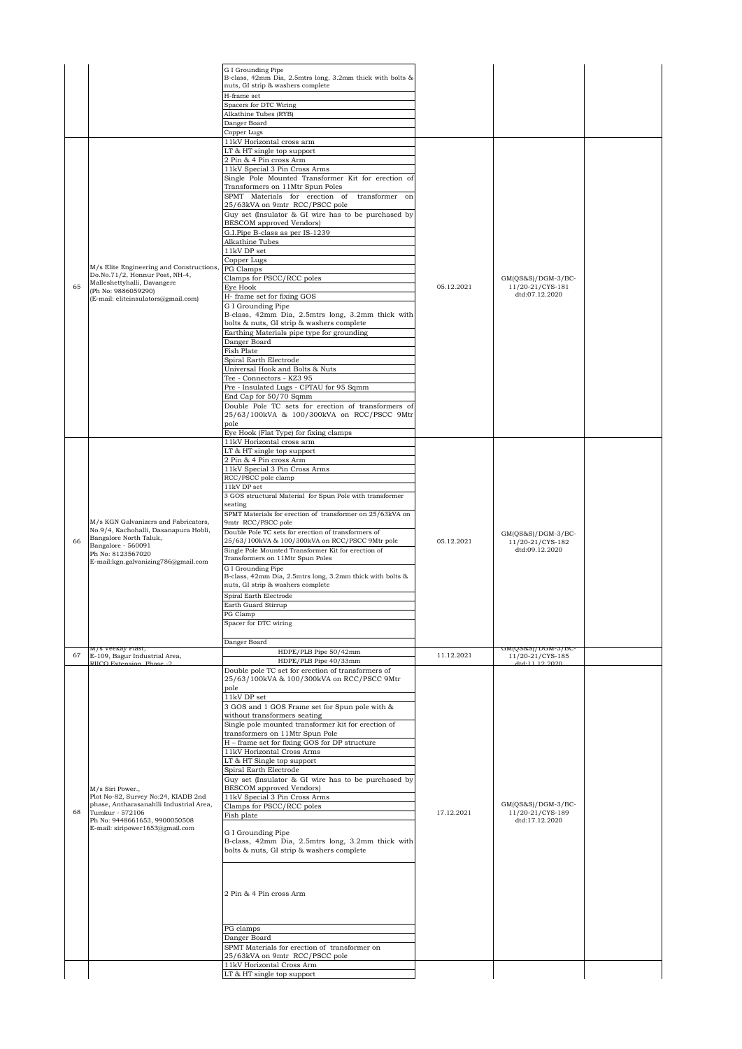| | | | | | |
|---|---|---|---|---|---|
| | | G I Grounding Pipe<br>B-class, 42mm Dia, 2.5mtrs long, 3.2mm thick with bolts & nuts, GI strip & washers complete<br>H-frame set<br>Spacers for DTC Wiring<br>Alkathine Tubes (RYB)<br>Danger Board<br>Copper Lugs | | | |
| 65 | M/s Elite Engineering and Constructions, Do.No.71/2, Honnur Post, NH-4, Malleshettyhalli, Davangere<br>(Ph No: 9886059290)<br>(E-mail: eliteinsulators@gmail.com) | 11kV Horizontal cross arm<br>LT & HT single top support<br>2 Pin & 4 Pin cross Arm<br>11kV Special 3 Pin Cross Arms<br>Single Pole Mounted Transformer Kit for erection of Transformers on 11Mtr Spun Poles<br>SPMT Materials for erection of transformer on 25/63kVA on 9mtr RCC/PSCC pole<br>Guy set (Insulator & GI wire has to be purchased by BESCOM approved Vendors)<br>G.I.Pipe B-class as per IS-1239<br>Alkathine Tubes<br>11kV DP set<br>Copper Lugs<br>PG Clamps<br>Clamps for PSCC/RCC poles<br>Eye Hook<br>H- frame set for fixing GOS<br>G I Grounding Pipe<br>B-class, 42mm Dia, 2.5mtrs long, 3.2mm thick with bolts & nuts, GI strip & washers complete<br>Earthing Materials pipe type for grounding<br>Danger Board<br>Fish Plate<br>Spiral Earth Electrode<br>Universal Hook and Bolts & Nuts<br>Tee - Connectors - KZ3 95<br>Pre - Insulated Lugs - CPTAU for 95 Sqmm<br>End Cap for 50/70 Sqmm<br>Double Pole TC sets for erection of transformers of 25/63/100kVA & 100/300kVA on RCC/PSCC 9Mtr pole<br>Eye Hook (Flat Type) for fixing clamps | 05.12.2021 | GM(QS&S)/DGM-3/BC-11/20-21/CYS-181 dtd:07.12.2020 | |
| 66 | M/s KGN Galvanizers and Fabricators, No.9/4, Kachohalli, Dasanapura Hobli, Bangalore North Taluk, Bangalore - 560091<br>Ph No: 8123567020<br>E-mail:kgn.galvanizing786@gmail.com | 11kV Horizontal cross arm<br>LT & HT single top support<br>2 Pin & 4 Pin cross Arm<br>11kV Special 3 Pin Cross Arms<br>RCC/PSCC pole clamp<br>11kV DP set<br>3 GOS structural Material for Spun Pole with transformer seating<br>SPMT Materials for erection of transformer on 25/63kVA on 9mtr RCC/PSCC pole<br>Double Pole TC sets for erection of transformers of 25/63/100kVA & 100/300kVA on RCC/PSCC 9Mtr pole<br>Single Pole Mounted Transformer Kit for erection of Transformers on 11Mtr Spun Poles<br>G I Grounding Pipe<br>B-class, 42mm Dia, 2.5mtrs long, 3.2mm thick with bolts & nuts, GI strip & washers complete<br>Spiral Earth Electrode<br>Earth Guard Stirrup<br>PG Clamp<br>Spacer for DTC wiring<br>Danger Board | 05.12.2021 | GM(QS&S)/DGM-3/BC-11/20-21/CYS-182 dtd:09.12.2020 | |
| 67 | M/s Veekay Plast, E-109, Bagur Industrial Area, RIICO Extension, Phase -2 | HDPE/PLB Pipe 50/42mm<br>HDPE/PLB Pipe 40/33mm | 11.12.2021 | GM(QS&S)/DGM-3/BC-11/20-21/CYS-185 dtd:11.12.2020 | |
| 68 | M/s Siri Power., Plot No-82, Survey No:24, KIADB 2nd phase, Antharasanahlli Industrial Area, Tumkur - 572106<br>Ph No: 9448661653, 9900050508<br>E-mail: siripower1653@gmail.com | Double pole TC set for erection of transformers of 25/63/100kVA & 100/300kVA on RCC/PSCC 9Mtr pole<br>11kV DP set<br>3 GOS and 1 GOS Frame set for Spun pole with & without transformers seating<br>Single pole mounted transformer kit for erection of transformers on 11Mtr Spun Pole<br>H – frame set for fixing GOS for DP structure<br>11kV Horizontal Cross Arms<br>LT & HT Single top support<br>Spiral Earth Electrode<br>Guy set (Insulator & GI wire has to be purchased by BESCOM approved Vendors)<br>11kV Special 3 Pin Cross Arms<br>Clamps for PSCC/RCC poles<br>Fish plate<br>G I Grounding Pipe<br>B-class, 42mm Dia, 2.5mtrs long, 3.2mm thick with bolts & nuts, GI strip & washers complete<br>2 Pin & 4 Pin cross Arm<br>PG clamps<br>Danger Board<br>SPMT Materials for erection of transformer on 25/63kVA on 9mtr RCC/PSCC pole | 17.12.2021 | GM(QS&S)/DGM-3/BC-11/20-21/CYS-189 dtd:17.12.2020 | |
| | | 11kV Horizontal Cross Arm<br>LT & HT single top support | | | |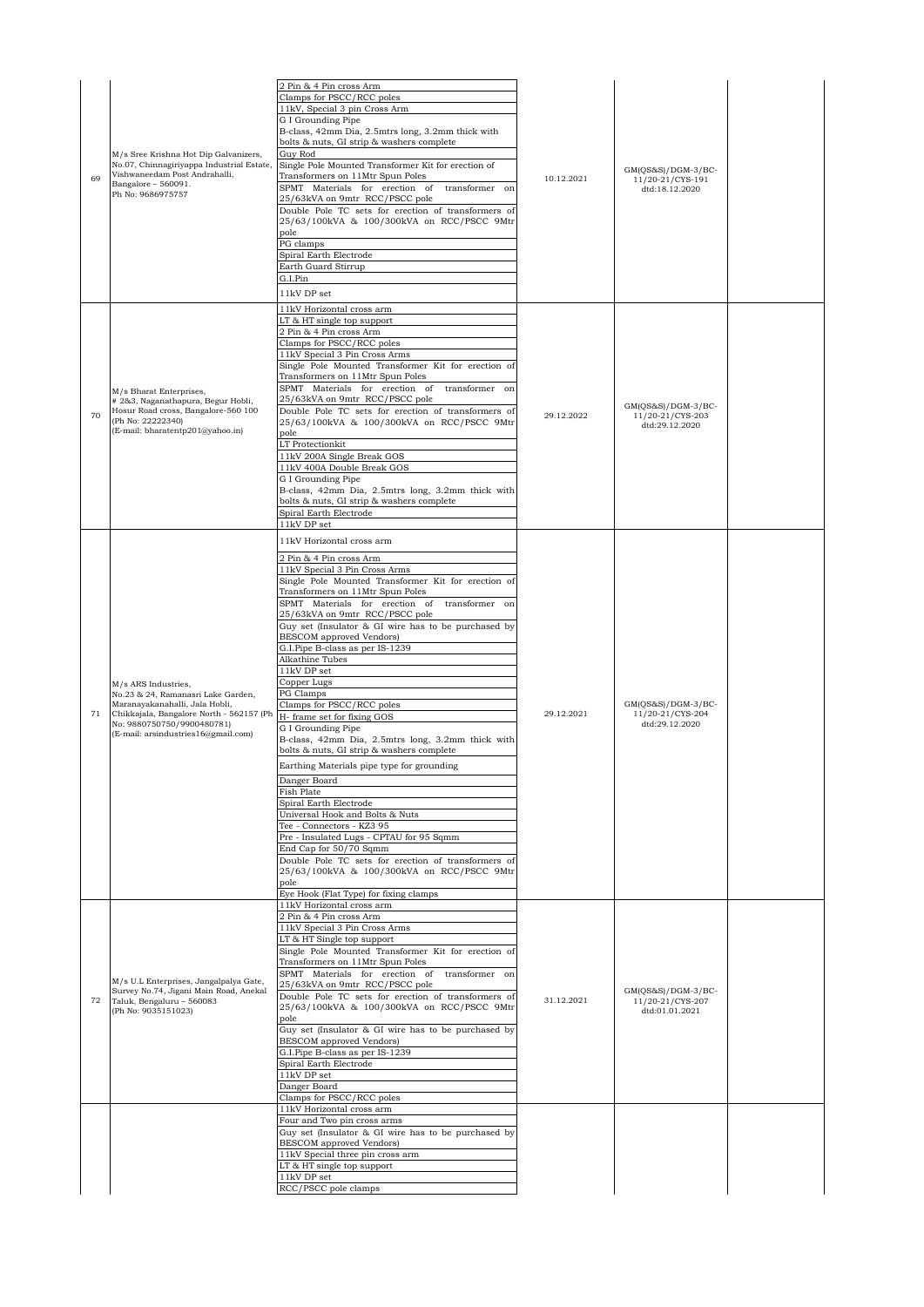| | | | | | |
|---|---|---|---|---|---|
| 69 | M/s Sree Krishna Hot Dip Galvanizers, No.07, Chinnagiriyappa Industrial Estate, Vishwaneedam Post Andrahalli, Bangalore – 560091. Ph No: 9686975757 | 2 Pin & 4 Pin cross Arm<br>Clamps for PSCC/RCC poles<br>11kV, Special 3 pin Cross Arm<br>G I Grounding Pipe<br>B-class, 42mm Dia, 2.5mtrs long, 3.2mm thick with bolts & nuts, GI strip & washers complete<br>Guy Rod<br>Single Pole Mounted Transformer Kit for erection of Transformers on 11Mtr Spun Poles<br>SPMT Materials for erection of transformer on 25/63kVA on 9mtr RCC/PSCC pole<br>Double Pole TC sets for erection of transformers of 25/63/100kVA & 100/300kVA on RCC/PSCC 9Mtr pole<br>PG clamps<br>Spiral Earth Electrode<br>Earth Guard Stirrup<br>G.I.Pin<br>11kV DP set | 10.12.2021 | GM(QS&S)/DGM-3/BC-11/20-21/CYS-191 dtd:18.12.2020 | |
| 70 | M/s Bharat Enterprises, # 2&3, Naganathapura, Begur Hobli, Hosur Road cross, Bangalore-560 100 (Ph No: 22222340) (E-mail: bharatentp201@yahoo.in) | 11kV Horizontal cross arm<br>LT & HT single top support<br>2 Pin & 4 Pin cross Arm<br>Clamps for PSCC/RCC poles<br>11kV Special 3 Pin Cross Arms<br>Single Pole Mounted Transformer Kit for erection of Transformers on 11Mtr Spun Poles<br>SPMT Materials for erection of transformer on 25/63kVA on 9mtr RCC/PSCC pole<br>Double Pole TC sets for erection of transformers of 25/63/100kVA & 100/300kVA on RCC/PSCC 9Mtr pole<br>LT Protectionkit<br>11kV 200A Single Break GOS<br>11kV 400A Double Break GOS<br>G I Grounding Pipe<br>B-class, 42mm Dia, 2.5mtrs long, 3.2mm thick with bolts & nuts, GI strip & washers complete<br>Spiral Earth Electrode<br>11kV DP set | 29.12.2022 | GM(QS&S)/DGM-3/BC-11/20-21/CYS-203 dtd:29.12.2020 | |
| 71 | M/s ARS Industries, No.23 & 24, Ramanasri Lake Garden, Maranayakanahalli, Jala Hobli, Chikkajala, Bangalore North - 562157 (Ph No: 9880750750/9900480781) (E-mail: arsindustries16@gmail.com) | 11kV Horizontal cross arm<br>2 Pin & 4 Pin cross Arm<br>11kV Special 3 Pin Cross Arms<br>Single Pole Mounted Transformer Kit for erection of Transformers on 11Mtr Spun Poles<br>SPMT Materials for erection of transformer on 25/63kVA on 9mtr RCC/PSCC pole<br>Guy set (Insulator & GI wire has to be purchased by BESCOM approved Vendors)<br>G.I.Pipe B-class as per IS-1239<br>Alkathine Tubes<br>11kV DP set<br>Copper Lugs<br>PG Clamps<br>Clamps for PSCC/RCC poles<br>H- frame set for fixing GOS<br>G I Grounding Pipe<br>B-class, 42mm Dia, 2.5mtrs long, 3.2mm thick with bolts & nuts, GI strip & washers complete<br>Earthing Materials pipe type for grounding<br>Danger Board<br>Fish Plate<br>Spiral Earth Electrode<br>Universal Hook and Bolts & Nuts<br>Tee - Connectors - KZ3 95<br>Pre - Insulated Lugs - CPTAU for 95 Sqmm<br>End Cap for 50/70 Sqmm<br>Double Pole TC sets for erection of transformers of 25/63/100kVA & 100/300kVA on RCC/PSCC 9Mtr pole<br>Eye Hook (Flat Type) for fixing clamps | 29.12.2021 | GM(QS&S)/DGM-3/BC-11/20-21/CYS-204 dtd:29.12.2020 | |
| 72 | M/s U.L Enterprises, Jangalpalya Gate, Survey No.74, Jigani Main Road, Anekal Taluk, Bengaluru – 560083 (Ph No: 9035151023) | 11kV Horizontal cross arm<br>2 Pin & 4 Pin cross Arm<br>11kV Special 3 Pin Cross Arms<br>LT & HT Single top support<br>Single Pole Mounted Transformer Kit for erection of Transformers on 11Mtr Spun Poles<br>SPMT Materials for erection of transformer on 25/63kVA on 9mtr RCC/PSCC pole<br>Double Pole TC sets for erection of transformers of 25/63/100kVA & 100/300kVA on RCC/PSCC 9Mtr pole<br>Guy set (Insulator & GI wire has to be purchased by BESCOM approved Vendors)<br>G.I.Pipe B-class as per IS-1239<br>Spiral Earth Electrode<br>11kV DP set<br>Danger Board<br>Clamps for PSCC/RCC poles | 31.12.2021 | GM(QS&S)/DGM-3/BC-11/20-21/CYS-207 dtd:01.01.2021 | |
| | | 11kV Horizontal cross arm<br>Four and Two pin cross arms<br>Guy set (Insulator & GI wire has to be purchased by BESCOM approved Vendors)<br>11kV Special three pin cross arm<br>LT & HT single top support<br>11kV DP set<br>RCC/PSCC pole clamps | | | |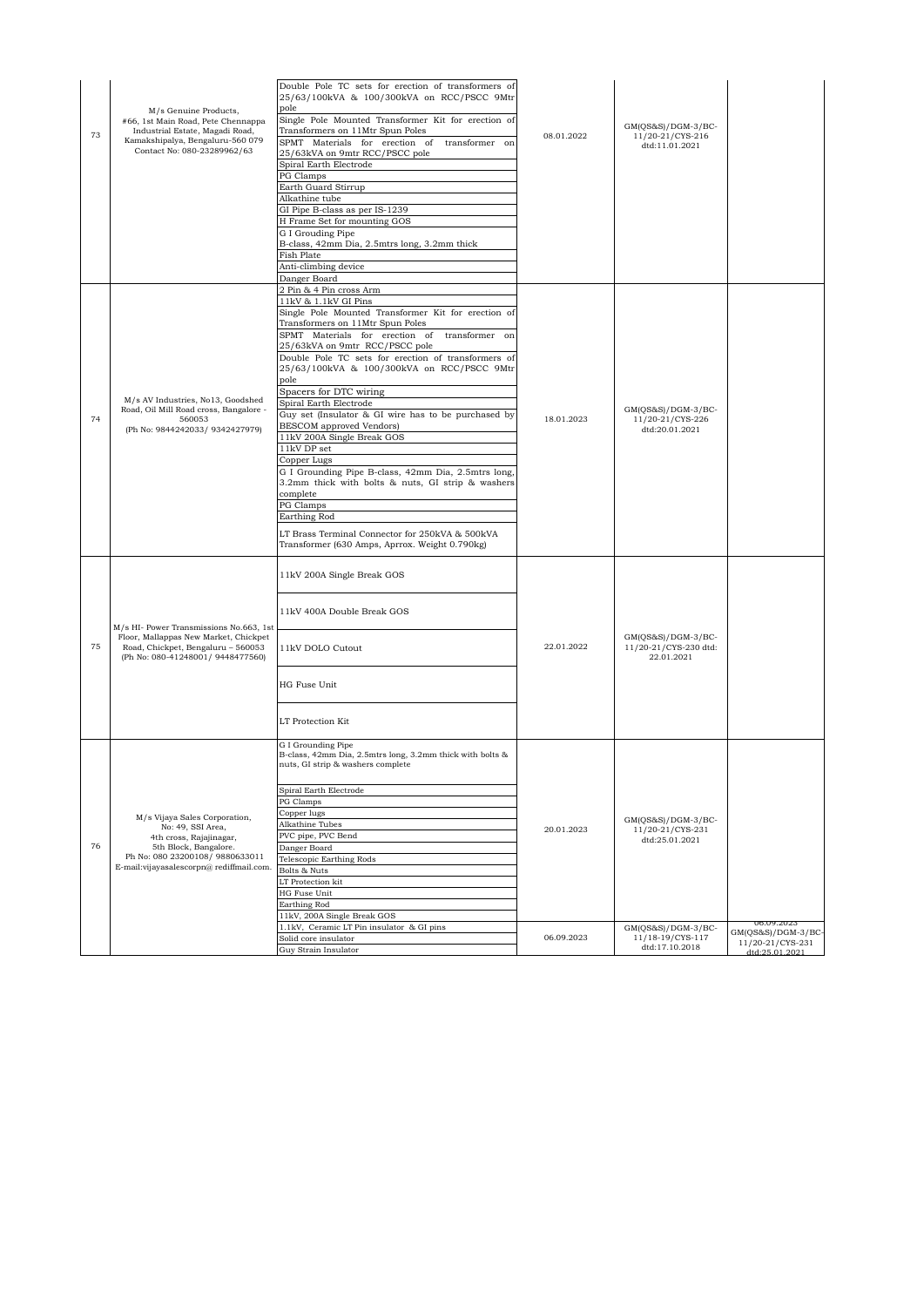| | | | | | |
|---|---|---|---|---|---|
| 73 | M/s Genuine Products, #66, 1st Main Road, Pete Chennappa Industrial Estate, Magadi Road, Kamakshipalya, Bengaluru-560 079 Contact No: 080-23289962/63 | Double Pole TC sets for erection of transformers of 25/63/100kVA & 100/300kVA on RCC/PSCC 9Mtr pole<br>Single Pole Mounted Transformer Kit for erection of Transformers on 11Mtr Spun Poles<br>SPMT Materials for erection of transformer on 25/63kVA on 9mtr RCC/PSCC pole<br>Spiral Earth Electrode<br>PG Clamps<br>Earth Guard Stirrup<br>Alkathine tube<br>GI Pipe B-class as per IS-1239<br>H Frame Set for mounting GOS<br>G I Grouding Pipe B-class, 42mm Dia, 2.5mtrs long, 3.2mm thick<br>Fish Plate<br>Anti-climbing device<br>Danger Board | 08.01.2022 | GM(QS&S)/DGM-3/BC-11/20-21/CYS-216 dtd:11.01.2021 | |
| 74 | M/s AV Industries, No13, Goodshed Road, Oil Mill Road cross, Bangalore - 560053 (Ph No: 9844242033/ 9342427979) | 2 Pin & 4 Pin cross Arm<br>11kV & 1.1kV GI Pins<br>Single Pole Mounted Transformer Kit for erection of Transformers on 11Mtr Spun Poles<br>SPMT Materials for erection of transformer on 25/63kVA on 9mtr RCC/PSCC pole<br>Double Pole TC sets for erection of transformers of 25/63/100kVA & 100/300kVA on RCC/PSCC 9Mtr pole<br>Spacers for DTC wiring<br>Spiral Earth Electrode<br>Guy set (Insulator & GI wire has to be purchased by BESCOM approved Vendors)<br>11kV 200A Single Break GOS<br>11kV DP set<br>Copper Lugs<br>G I Grounding Pipe B-class, 42mm Dia, 2.5mtrs long, 3.2mm thick with bolts & nuts, GI strip & washers complete<br>PG Clamps<br>Earthing Rod<br>LT Brass Terminal Connector for 250kVA & 500kVA Transformer (630 Amps, Aprrox. Weight 0.790kg) | 18.01.2023 | GM(QS&S)/DGM-3/BC-11/20-21/CYS-226 dtd:20.01.2021 | |
| 75 | M/s HI- Power Transmissions No.663, 1st Floor, Mallappas New Market, Chickpet Road, Chickpet, Bengaluru – 560053 (Ph No: 080-41248001/ 9448477560) | 11kV 200A Single Break GOS<br>11kV 400A Double Break GOS<br>11kV DOLO Cutout<br>HG Fuse Unit<br>LT Protection Kit | 22.01.2022 | GM(QS&S)/DGM-3/BC-11/20-21/CYS-230 dtd: 22.01.2021 | |
| 76 | M/s Vijaya Sales Corporation, No: 49, SSI Area, 4th cross, Rajajinagar, 5th Block, Bangalore. Ph No: 080 23200108/ 9880633011 E-mail:vijayasalescorpn@ rediffmail.com. | G I Grounding Pipe B-class, 42mm Dia, 2.5mtrs long, 3.2mm thick with bolts & nuts, GI strip & washers complete<br>Spiral Earth Electrode<br>PG Clamps<br>Copper lugs<br>Alkathine Tubes<br>PVC pipe, PVC Bend<br>Danger Board<br>Telescopic Earthing Rods<br>Bolts & Nuts<br>LT Protection kit<br>HG Fuse Unit<br>Earthing Rod<br>11kV, 200A Single Break GOS | 20.01.2023 | GM(QS&S)/DGM-3/BC-11/20-21/CYS-231 dtd:25.01.2021 | |
| | | 1.1kV, Ceramic LT Pin insulator & GI pins<br>Solid core insulator<br>Guy Strain Insulator | 06.09.2023 | GM(QS&S)/DGM-3/BC-11/18-19/CYS-117 dtd:17.10.2018 | 06.09.2023 GM(QS&S)/DGM-3/BC-11/20-21/CYS-231 dtd:25.01.2021 |